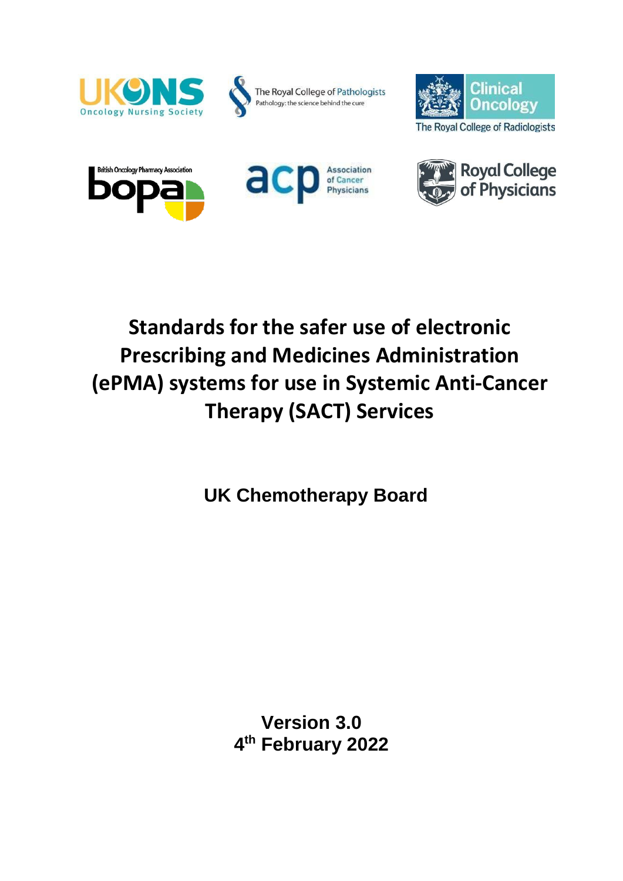# Standards for the safer use of electronic Prescribing and Medicines Administration (ePMA) systems for use in Systemic Anti-Cancer Therapy (SACT) Services

**UK Chemotherapy Board**

**Version 3.0**
**4th February 2022**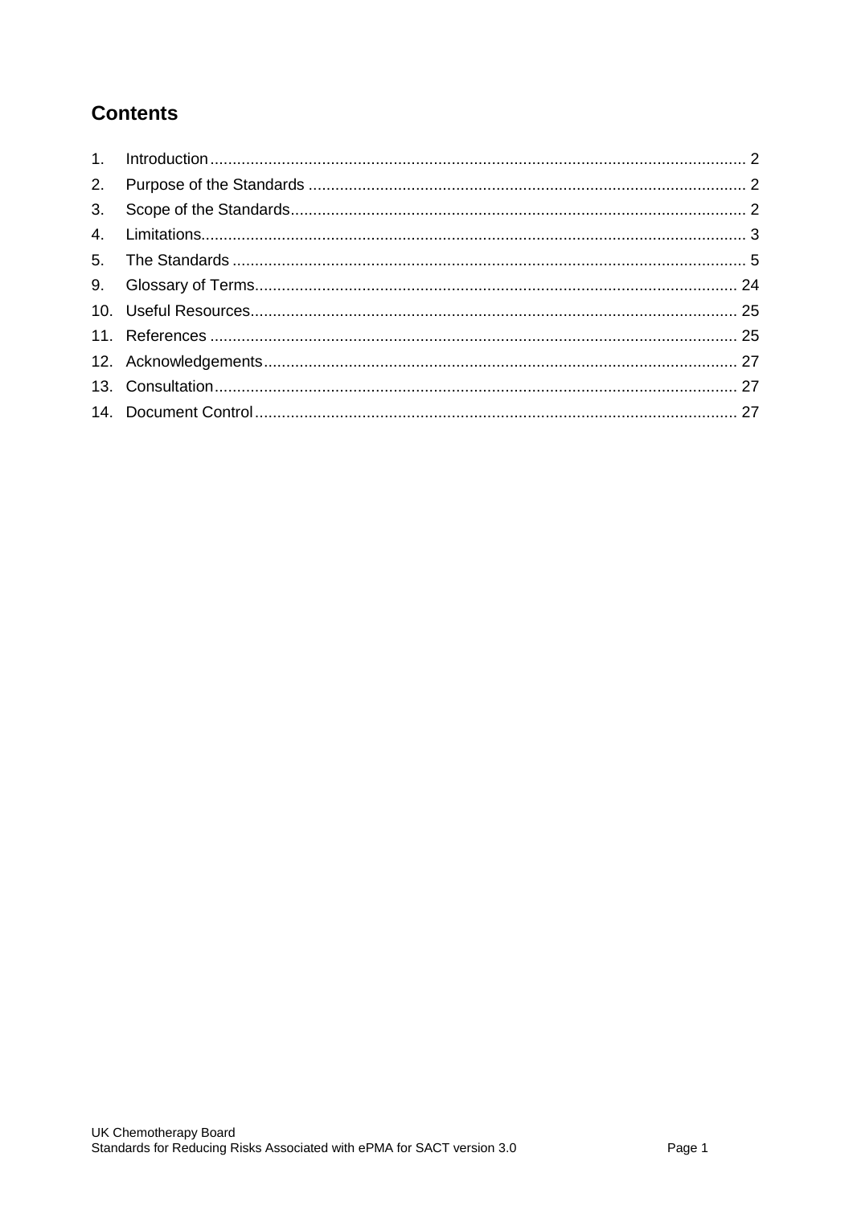## Contents

1. Introduction ........ 2
2. Purpose of the Standards ........ 2
3. Scope of the Standards ........ 2
4. Limitations ........ 3
5. The Standards ........ 5
9. Glossary of Terms ........ 24
10. Useful Resources ........ 25
11. References ........ 25
12. Acknowledgements ........ 27
13. Consultation ........ 27
14. Document Control ........ 27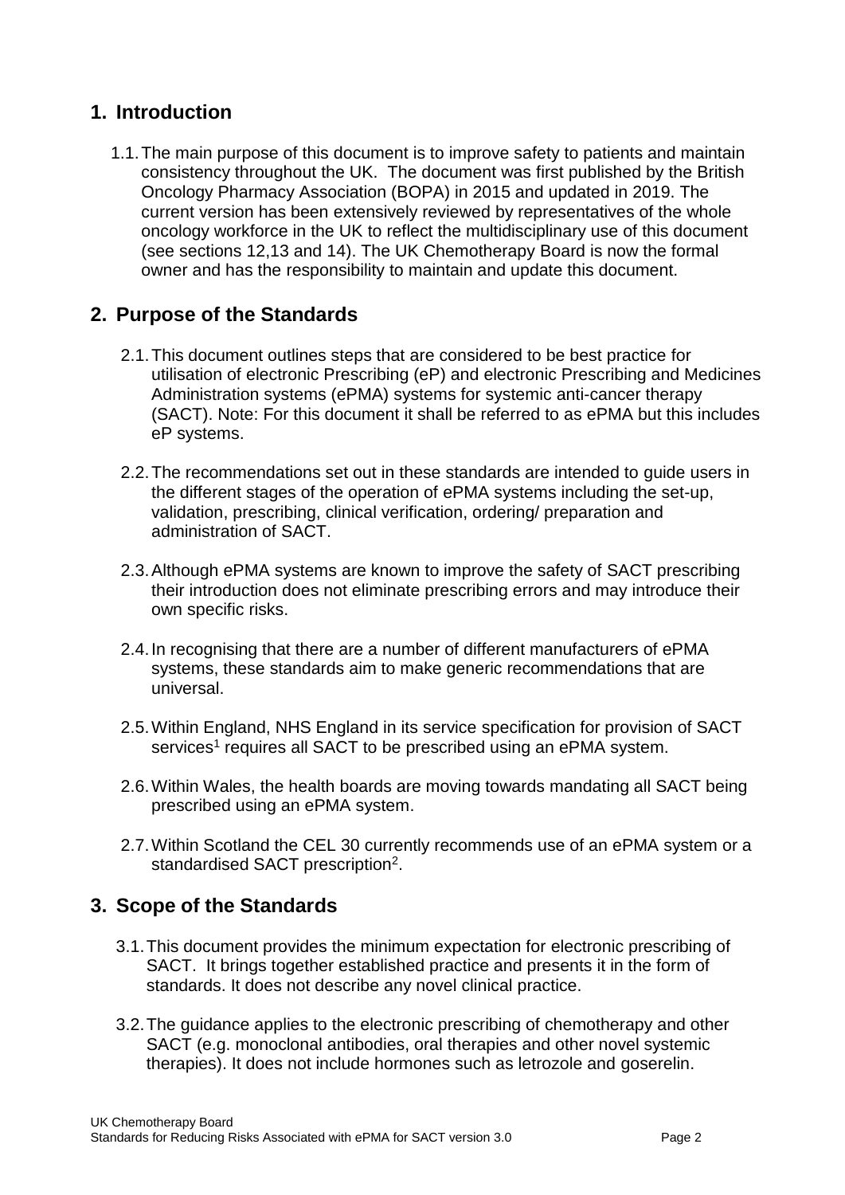## 1. Introduction

1.1. The main purpose of this document is to improve safety to patients and maintain consistency throughout the UK. The document was first published by the British Oncology Pharmacy Association (BOPA) in 2015 and updated in 2019. The current version has been extensively reviewed by representatives of the whole oncology workforce in the UK to reflect the multidisciplinary use of this document (see sections 12,13 and 14). The UK Chemotherapy Board is now the formal owner and has the responsibility to maintain and update this document.

## 2. Purpose of the Standards

2.1. This document outlines steps that are considered to be best practice for utilisation of electronic Prescribing (eP) and electronic Prescribing and Medicines Administration systems (ePMA) systems for systemic anti-cancer therapy (SACT). Note: For this document it shall be referred to as ePMA but this includes eP systems.

2.2. The recommendations set out in these standards are intended to guide users in the different stages of the operation of ePMA systems including the set-up, validation, prescribing, clinical verification, ordering/ preparation and administration of SACT.

2.3. Although ePMA systems are known to improve the safety of SACT prescribing their introduction does not eliminate prescribing errors and may introduce their own specific risks.

2.4. In recognising that there are a number of different manufacturers of ePMA systems, these standards aim to make generic recommendations that are universal.

2.5. Within England, NHS England in its service specification for provision of SACT services[1] requires all SACT to be prescribed using an ePMA system.

2.6. Within Wales, the health boards are moving towards mandating all SACT being prescribed using an ePMA system.

2.7. Within Scotland the CEL 30 currently recommends use of an ePMA system or a standardised SACT prescription[2].

## 3. Scope of the Standards

3.1. This document provides the minimum expectation for electronic prescribing of SACT. It brings together established practice and presents it in the form of standards. It does not describe any novel clinical practice.

3.2. The guidance applies to the electronic prescribing of chemotherapy and other SACT (e.g. monoclonal antibodies, oral therapies and other novel systemic therapies). It does not include hormones such as letrozole and goserelin.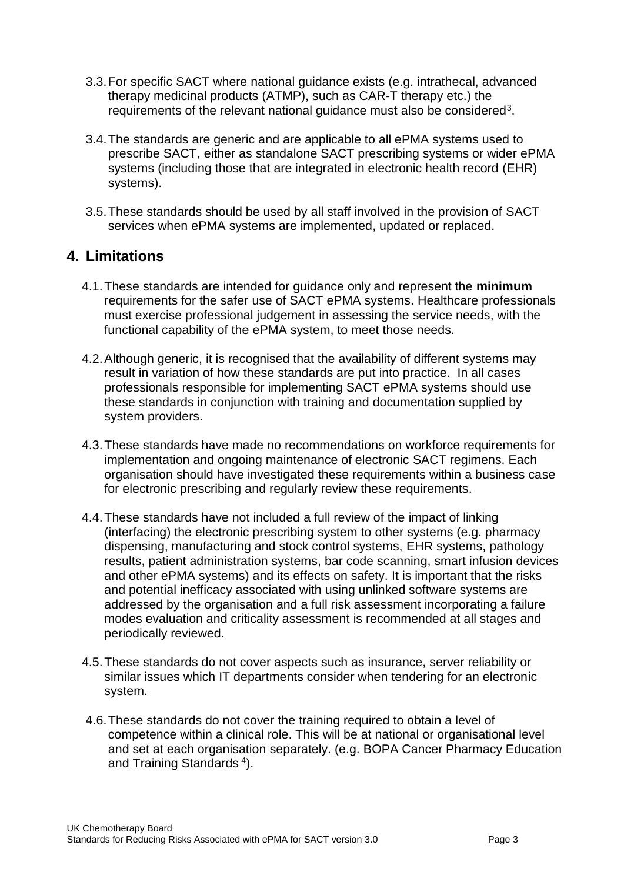3.3. For specific SACT where national guidance exists (e.g. intrathecal, advanced therapy medicinal products (ATMP), such as CAR-T therapy etc.) the requirements of the relevant national guidance must also be considered[3].

3.4. The standards are generic and are applicable to all ePMA systems used to prescribe SACT, either as standalone SACT prescribing systems or wider ePMA systems (including those that are integrated in electronic health record (EHR) systems).

3.5. These standards should be used by all staff involved in the provision of SACT services when ePMA systems are implemented, updated or replaced.

## 4. Limitations

4.1. These standards are intended for guidance only and represent the **minimum** requirements for the safer use of SACT ePMA systems. Healthcare professionals must exercise professional judgement in assessing the service needs, with the functional capability of the ePMA system, to meet those needs.

4.2. Although generic, it is recognised that the availability of different systems may result in variation of how these standards are put into practice. In all cases professionals responsible for implementing SACT ePMA systems should use these standards in conjunction with training and documentation supplied by system providers.

4.3. These standards have made no recommendations on workforce requirements for implementation and ongoing maintenance of electronic SACT regimens. Each organisation should have investigated these requirements within a business case for electronic prescribing and regularly review these requirements.

4.4. These standards have not included a full review of the impact of linking (interfacing) the electronic prescribing system to other systems (e.g. pharmacy dispensing, manufacturing and stock control systems, EHR systems, pathology results, patient administration systems, bar code scanning, smart infusion devices and other ePMA systems) and its effects on safety. It is important that the risks and potential inefficacy associated with using unlinked software systems are addressed by the organisation and a full risk assessment incorporating a failure modes evaluation and criticality assessment is recommended at all stages and periodically reviewed.

4.5. These standards do not cover aspects such as insurance, server reliability or similar issues which IT departments consider when tendering for an electronic system.

4.6. These standards do not cover the training required to obtain a level of competence within a clinical role. This will be at national or organisational level and set at each organisation separately. (e.g. BOPA Cancer Pharmacy Education and Training Standards [4]).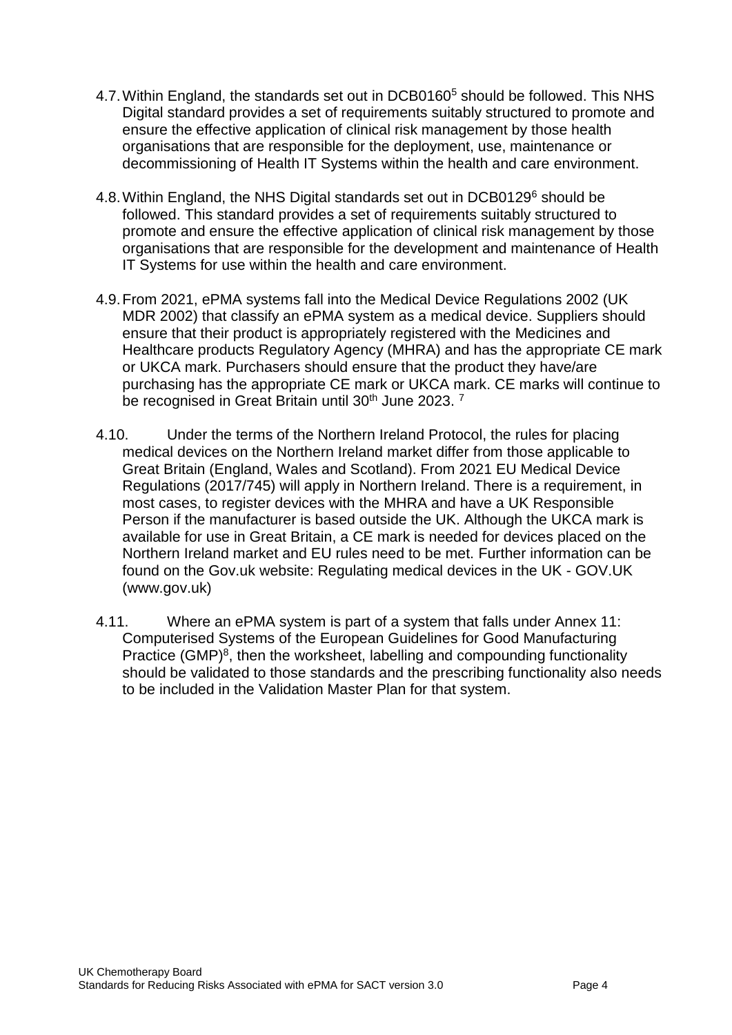4.7. Within England, the standards set out in DCB0160[5] should be followed. This NHS Digital standard provides a set of requirements suitably structured to promote and ensure the effective application of clinical risk management by those health organisations that are responsible for the deployment, use, maintenance or decommissioning of Health IT Systems within the health and care environment.

4.8. Within England, the NHS Digital standards set out in DCB0129[6] should be followed. This standard provides a set of requirements suitably structured to promote and ensure the effective application of clinical risk management by those organisations that are responsible for the development and maintenance of Health IT Systems for use within the health and care environment.

4.9. From 2021, ePMA systems fall into the Medical Device Regulations 2002 (UK MDR 2002) that classify an ePMA system as a medical device. Suppliers should ensure that their product is appropriately registered with the Medicines and Healthcare products Regulatory Agency (MHRA) and has the appropriate CE mark or UKCA mark. Purchasers should ensure that the product they have/are purchasing has the appropriate CE mark or UKCA mark. CE marks will continue to be recognised in Great Britain until 30th June 2023. [7]

4.10. Under the terms of the Northern Ireland Protocol, the rules for placing medical devices on the Northern Ireland market differ from those applicable to Great Britain (England, Wales and Scotland). From 2021 EU Medical Device Regulations (2017/745) will apply in Northern Ireland. There is a requirement, in most cases, to register devices with the MHRA and have a UK Responsible Person if the manufacturer is based outside the UK. Although the UKCA mark is available for use in Great Britain, a CE mark is needed for devices placed on the Northern Ireland market and EU rules need to be met. Further information can be found on the Gov.uk website: Regulating medical devices in the UK - GOV.UK (www.gov.uk)

4.11. Where an ePMA system is part of a system that falls under Annex 11: Computerised Systems of the European Guidelines for Good Manufacturing Practice (GMP)[8], then the worksheet, labelling and compounding functionality should be validated to those standards and the prescribing functionality also needs to be included in the Validation Master Plan for that system.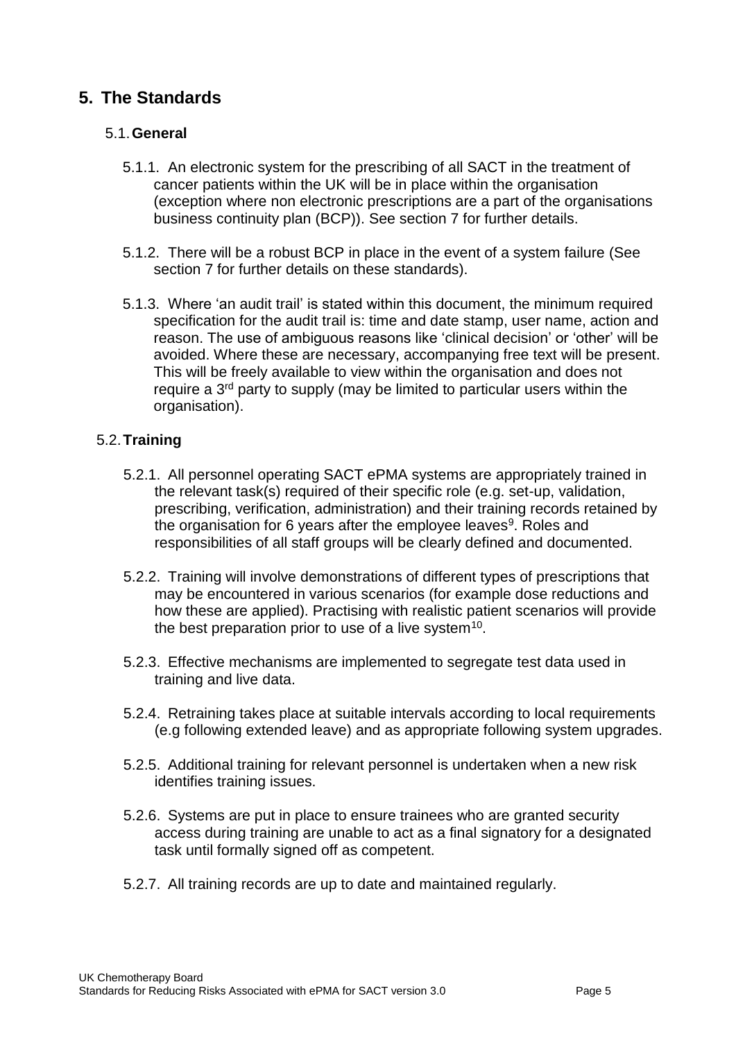## 5. The Standards

### 5.1. General

5.1.1. An electronic system for the prescribing of all SACT in the treatment of cancer patients within the UK will be in place within the organisation (exception where non electronic prescriptions are a part of the organisations business continuity plan (BCP)). See section 7 for further details.

5.1.2. There will be a robust BCP in place in the event of a system failure (See section 7 for further details on these standards).

5.1.3. Where 'an audit trail' is stated within this document, the minimum required specification for the audit trail is: time and date stamp, user name, action and reason. The use of ambiguous reasons like 'clinical decision' or 'other' will be avoided. Where these are necessary, accompanying free text will be present. This will be freely available to view within the organisation and does not require a 3rd party to supply (may be limited to particular users within the organisation).

### 5.2. Training

5.2.1. All personnel operating SACT ePMA systems are appropriately trained in the relevant task(s) required of their specific role (e.g. set-up, validation, prescribing, verification, administration) and their training records retained by the organisation for 6 years after the employee leaves[9]. Roles and responsibilities of all staff groups will be clearly defined and documented.

5.2.2. Training will involve demonstrations of different types of prescriptions that may be encountered in various scenarios (for example dose reductions and how these are applied). Practising with realistic patient scenarios will provide the best preparation prior to use of a live system[10].

5.2.3. Effective mechanisms are implemented to segregate test data used in training and live data.

5.2.4. Retraining takes place at suitable intervals according to local requirements (e.g following extended leave) and as appropriate following system upgrades.

5.2.5. Additional training for relevant personnel is undertaken when a new risk identifies training issues.

5.2.6. Systems are put in place to ensure trainees who are granted security access during training are unable to act as a final signatory for a designated task until formally signed off as competent.

5.2.7. All training records are up to date and maintained regularly.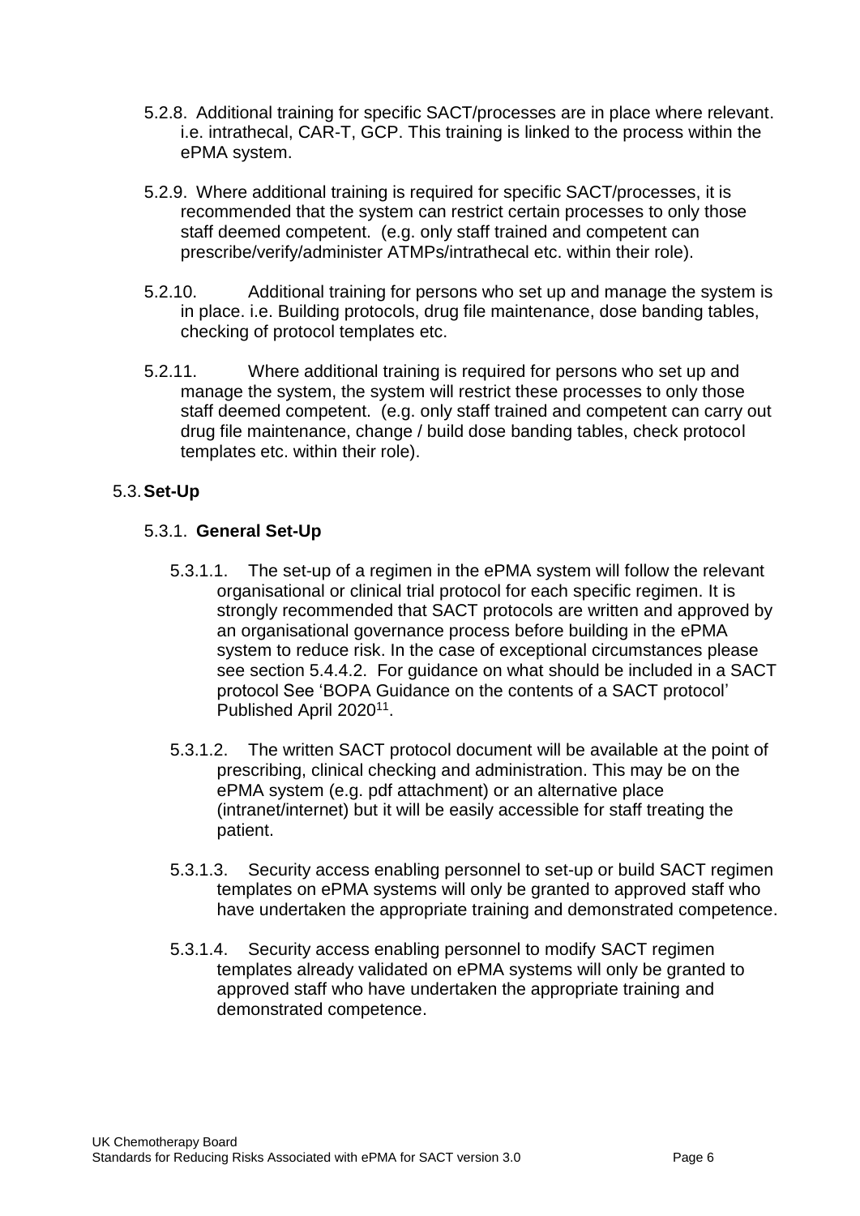5.2.8. Additional training for specific SACT/processes are in place where relevant. i.e. intrathecal, CAR-T, GCP. This training is linked to the process within the ePMA system.

5.2.9. Where additional training is required for specific SACT/processes, it is recommended that the system can restrict certain processes to only those staff deemed competent. (e.g. only staff trained and competent can prescribe/verify/administer ATMPs/intrathecal etc. within their role).

5.2.10. Additional training for persons who set up and manage the system is in place. i.e. Building protocols, drug file maintenance, dose banding tables, checking of protocol templates etc.

5.2.11. Where additional training is required for persons who set up and manage the system, the system will restrict these processes to only those staff deemed competent. (e.g. only staff trained and competent can carry out drug file maintenance, change / build dose banding tables, check protocol templates etc. within their role).

## 5.3. **Set-Up**

### 5.3.1. **General Set-Up**

5.3.1.1. The set-up of a regimen in the ePMA system will follow the relevant organisational or clinical trial protocol for each specific regimen. It is strongly recommended that SACT protocols are written and approved by an organisational governance process before building in the ePMA system to reduce risk. In the case of exceptional circumstances please see section 5.4.4.2. For guidance on what should be included in a SACT protocol See 'BOPA Guidance on the contents of a SACT protocol' Published April 2020[11].

5.3.1.2. The written SACT protocol document will be available at the point of prescribing, clinical checking and administration. This may be on the ePMA system (e.g. pdf attachment) or an alternative place (intranet/internet) but it will be easily accessible for staff treating the patient.

5.3.1.3. Security access enabling personnel to set-up or build SACT regimen templates on ePMA systems will only be granted to approved staff who have undertaken the appropriate training and demonstrated competence.

5.3.1.4. Security access enabling personnel to modify SACT regimen templates already validated on ePMA systems will only be granted to approved staff who have undertaken the appropriate training and demonstrated competence.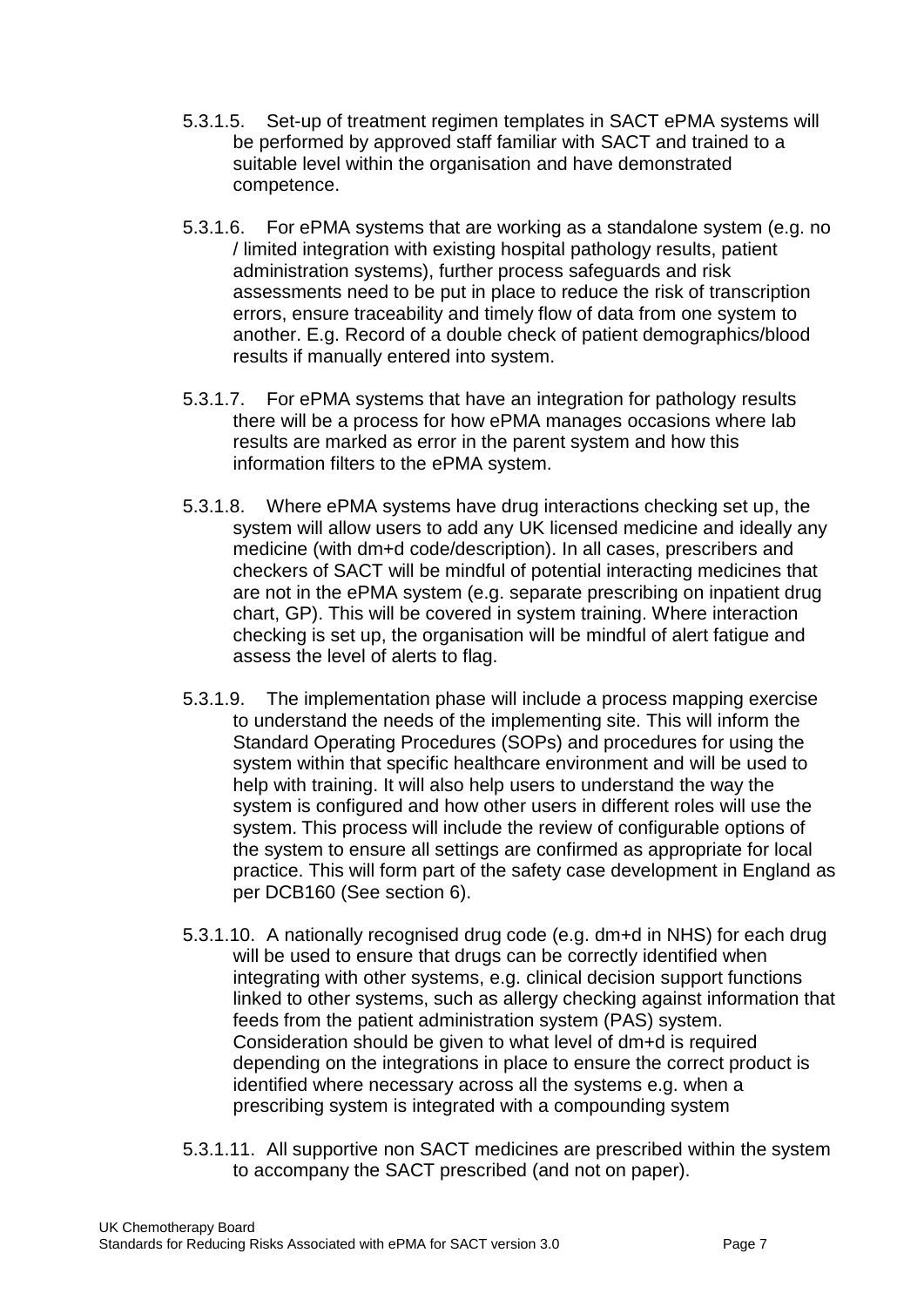5.3.1.5. Set-up of treatment regimen templates in SACT ePMA systems will be performed by approved staff familiar with SACT and trained to a suitable level within the organisation and have demonstrated competence.

5.3.1.6. For ePMA systems that are working as a standalone system (e.g. no / limited integration with existing hospital pathology results, patient administration systems), further process safeguards and risk assessments need to be put in place to reduce the risk of transcription errors, ensure traceability and timely flow of data from one system to another. E.g. Record of a double check of patient demographics/blood results if manually entered into system.

5.3.1.7. For ePMA systems that have an integration for pathology results there will be a process for how ePMA manages occasions where lab results are marked as error in the parent system and how this information filters to the ePMA system.

5.3.1.8. Where ePMA systems have drug interactions checking set up, the system will allow users to add any UK licensed medicine and ideally any medicine (with dm+d code/description). In all cases, prescribers and checkers of SACT will be mindful of potential interacting medicines that are not in the ePMA system (e.g. separate prescribing on inpatient drug chart, GP). This will be covered in system training. Where interaction checking is set up, the organisation will be mindful of alert fatigue and assess the level of alerts to flag.

5.3.1.9. The implementation phase will include a process mapping exercise to understand the needs of the implementing site. This will inform the Standard Operating Procedures (SOPs) and procedures for using the system within that specific healthcare environment and will be used to help with training. It will also help users to understand the way the system is configured and how other users in different roles will use the system. This process will include the review of configurable options of the system to ensure all settings are confirmed as appropriate for local practice. This will form part of the safety case development in England as per DCB160 (See section 6).

5.3.1.10. A nationally recognised drug code (e.g. dm+d in NHS) for each drug will be used to ensure that drugs can be correctly identified when integrating with other systems, e.g. clinical decision support functions linked to other systems, such as allergy checking against information that feeds from the patient administration system (PAS) system. Consideration should be given to what level of dm+d is required depending on the integrations in place to ensure the correct product is identified where necessary across all the systems e.g. when a prescribing system is integrated with a compounding system

5.3.1.11. All supportive non SACT medicines are prescribed within the system to accompany the SACT prescribed (and not on paper).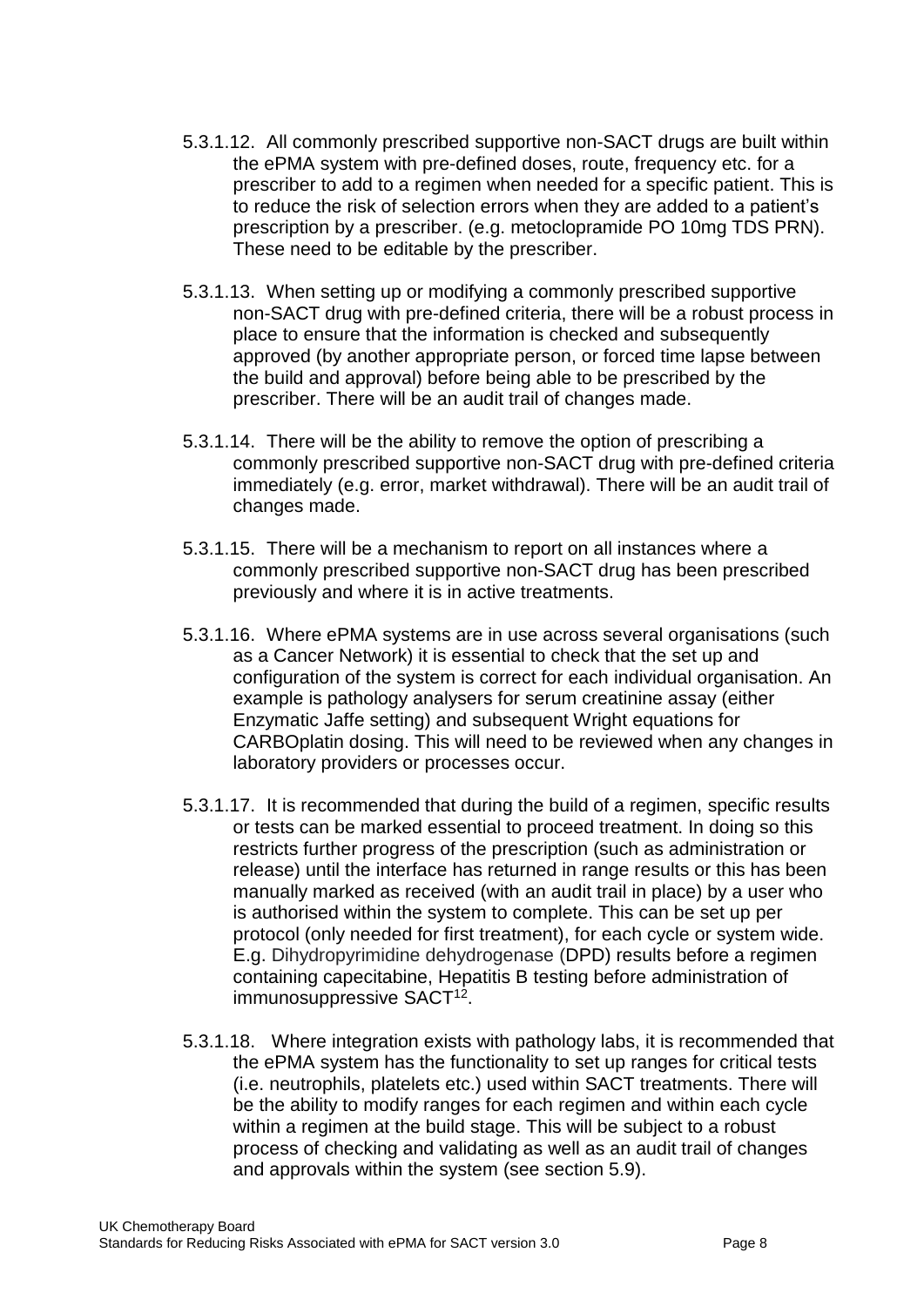5.3.1.12. All commonly prescribed supportive non-SACT drugs are built within the ePMA system with pre-defined doses, route, frequency etc. for a prescriber to add to a regimen when needed for a specific patient. This is to reduce the risk of selection errors when they are added to a patient's prescription by a prescriber. (e.g. metoclopramide PO 10mg TDS PRN). These need to be editable by the prescriber.

5.3.1.13. When setting up or modifying a commonly prescribed supportive non-SACT drug with pre-defined criteria, there will be a robust process in place to ensure that the information is checked and subsequently approved (by another appropriate person, or forced time lapse between the build and approval) before being able to be prescribed by the prescriber. There will be an audit trail of changes made.

5.3.1.14. There will be the ability to remove the option of prescribing a commonly prescribed supportive non-SACT drug with pre-defined criteria immediately (e.g. error, market withdrawal). There will be an audit trail of changes made.

5.3.1.15. There will be a mechanism to report on all instances where a commonly prescribed supportive non-SACT drug has been prescribed previously and where it is in active treatments.

5.3.1.16. Where ePMA systems are in use across several organisations (such as a Cancer Network) it is essential to check that the set up and configuration of the system is correct for each individual organisation. An example is pathology analysers for serum creatinine assay (either Enzymatic Jaffe setting) and subsequent Wright equations for CARBOplatin dosing. This will need to be reviewed when any changes in laboratory providers or processes occur.

5.3.1.17. It is recommended that during the build of a regimen, specific results or tests can be marked essential to proceed treatment. In doing so this restricts further progress of the prescription (such as administration or release) until the interface has returned in range results or this has been manually marked as received (with an audit trail in place) by a user who is authorised within the system to complete. This can be set up per protocol (only needed for first treatment), for each cycle or system wide. E.g. Dihydropyrimidine dehydrogenase (DPD) results before a regimen containing capecitabine, Hepatitis B testing before administration of immunosuppressive SACT[12].

5.3.1.18. Where integration exists with pathology labs, it is recommended that the ePMA system has the functionality to set up ranges for critical tests (i.e. neutrophils, platelets etc.) used within SACT treatments. There will be the ability to modify ranges for each regimen and within each cycle within a regimen at the build stage. This will be subject to a robust process of checking and validating as well as an audit trail of changes and approvals within the system (see section 5.9).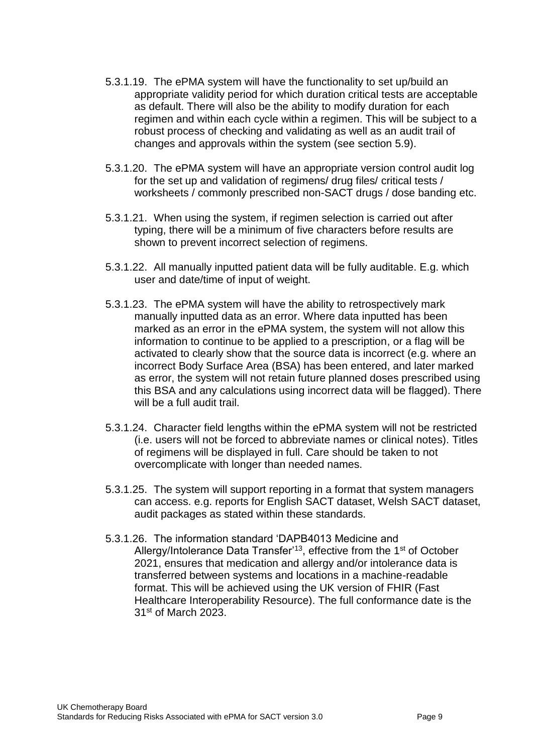5.3.1.19. The ePMA system will have the functionality to set up/build an appropriate validity period for which duration critical tests are acceptable as default. There will also be the ability to modify duration for each regimen and within each cycle within a regimen. This will be subject to a robust process of checking and validating as well as an audit trail of changes and approvals within the system (see section 5.9).

5.3.1.20. The ePMA system will have an appropriate version control audit log for the set up and validation of regimens/ drug files/ critical tests / worksheets / commonly prescribed non-SACT drugs / dose banding etc.

5.3.1.21. When using the system, if regimen selection is carried out after typing, there will be a minimum of five characters before results are shown to prevent incorrect selection of regimens.

5.3.1.22. All manually inputted patient data will be fully auditable. E.g. which user and date/time of input of weight.

5.3.1.23. The ePMA system will have the ability to retrospectively mark manually inputted data as an error. Where data inputted has been marked as an error in the ePMA system, the system will not allow this information to continue to be applied to a prescription, or a flag will be activated to clearly show that the source data is incorrect (e.g. where an incorrect Body Surface Area (BSA) has been entered, and later marked as error, the system will not retain future planned doses prescribed using this BSA and any calculations using incorrect data will be flagged). There will be a full audit trail.

5.3.1.24. Character field lengths within the ePMA system will not be restricted (i.e. users will not be forced to abbreviate names or clinical notes). Titles of regimens will be displayed in full. Care should be taken to not overcomplicate with longer than needed names.

5.3.1.25. The system will support reporting in a format that system managers can access. e.g. reports for English SACT dataset, Welsh SACT dataset, audit packages as stated within these standards.

5.3.1.26. The information standard 'DAPB4013 Medicine and Allergy/Intolerance Data Transfer'[13], effective from the 1st of October 2021, ensures that medication and allergy and/or intolerance data is transferred between systems and locations in a machine-readable format. This will be achieved using the UK version of FHIR (Fast Healthcare Interoperability Resource). The full conformance date is the 31st of March 2023.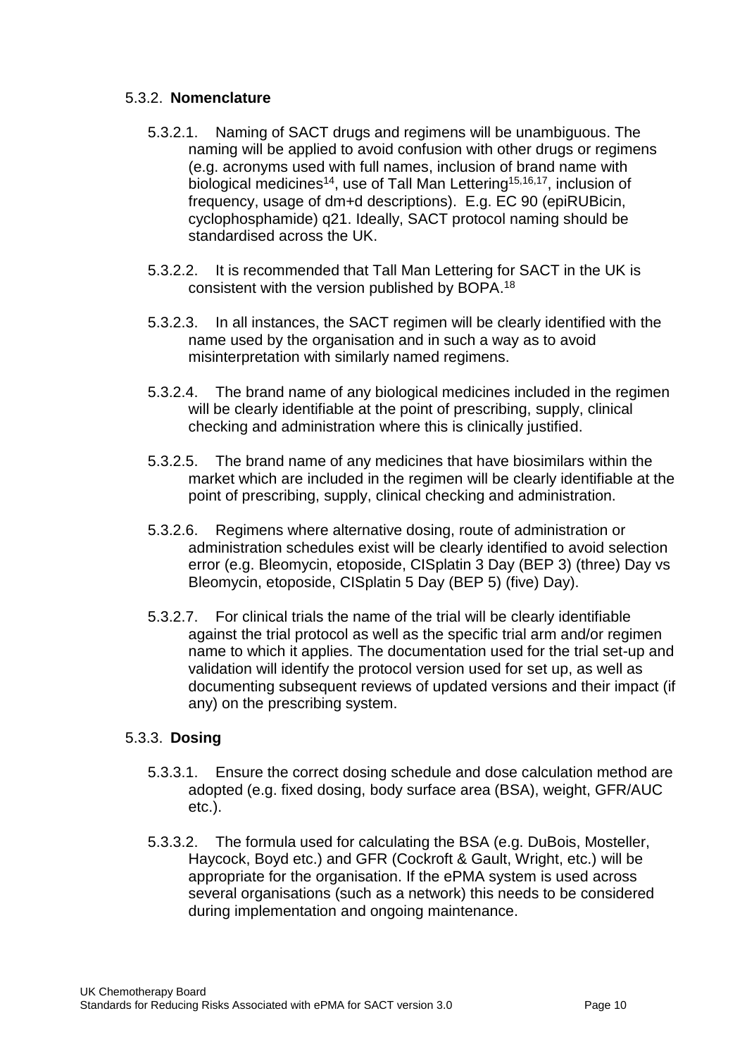### 5.3.2. **Nomenclature**

5.3.2.1. Naming of SACT drugs and regimens will be unambiguous. The naming will be applied to avoid confusion with other drugs or regimens (e.g. acronyms used with full names, inclusion of brand name with biological medicines[14], use of Tall Man Lettering[15,16,17], inclusion of frequency, usage of dm+d descriptions). E.g. EC 90 (epiRUBicin, cyclophosphamide) q21. Ideally, SACT protocol naming should be standardised across the UK.

5.3.2.2. It is recommended that Tall Man Lettering for SACT in the UK is consistent with the version published by BOPA.[18]

5.3.2.3. In all instances, the SACT regimen will be clearly identified with the name used by the organisation and in such a way as to avoid misinterpretation with similarly named regimens.

5.3.2.4. The brand name of any biological medicines included in the regimen will be clearly identifiable at the point of prescribing, supply, clinical checking and administration where this is clinically justified.

5.3.2.5. The brand name of any medicines that have biosimilars within the market which are included in the regimen will be clearly identifiable at the point of prescribing, supply, clinical checking and administration.

5.3.2.6. Regimens where alternative dosing, route of administration or administration schedules exist will be clearly identified to avoid selection error (e.g. Bleomycin, etoposide, CISplatin 3 Day (BEP 3) (three) Day vs Bleomycin, etoposide, CISplatin 5 Day (BEP 5) (five) Day).

5.3.2.7. For clinical trials the name of the trial will be clearly identifiable against the trial protocol as well as the specific trial arm and/or regimen name to which it applies. The documentation used for the trial set-up and validation will identify the protocol version used for set up, as well as documenting subsequent reviews of updated versions and their impact (if any) on the prescribing system.

### 5.3.3. **Dosing**

5.3.3.1. Ensure the correct dosing schedule and dose calculation method are adopted (e.g. fixed dosing, body surface area (BSA), weight, GFR/AUC etc.).

5.3.3.2. The formula used for calculating the BSA (e.g. DuBois, Mosteller, Haycock, Boyd etc.) and GFR (Cockroft & Gault, Wright, etc.) will be appropriate for the organisation. If the ePMA system is used across several organisations (such as a network) this needs to be considered during implementation and ongoing maintenance.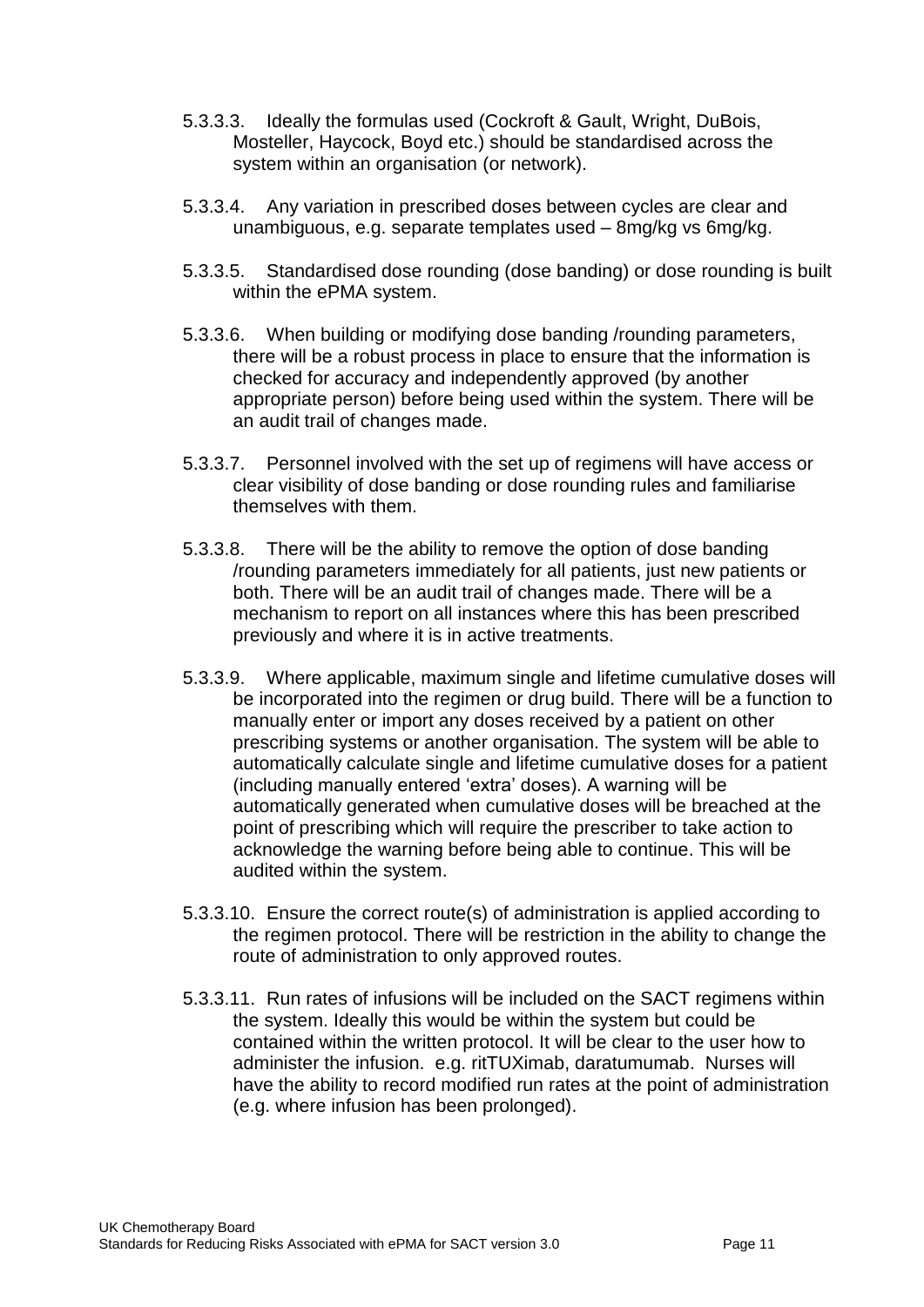5.3.3.3. Ideally the formulas used (Cockroft & Gault, Wright, DuBois, Mosteller, Haycock, Boyd etc.) should be standardised across the system within an organisation (or network).

5.3.3.4. Any variation in prescribed doses between cycles are clear and unambiguous, e.g. separate templates used – 8mg/kg vs 6mg/kg.

5.3.3.5. Standardised dose rounding (dose banding) or dose rounding is built within the ePMA system.

5.3.3.6. When building or modifying dose banding /rounding parameters, there will be a robust process in place to ensure that the information is checked for accuracy and independently approved (by another appropriate person) before being used within the system. There will be an audit trail of changes made.

5.3.3.7. Personnel involved with the set up of regimens will have access or clear visibility of dose banding or dose rounding rules and familiarise themselves with them.

5.3.3.8. There will be the ability to remove the option of dose banding /rounding parameters immediately for all patients, just new patients or both. There will be an audit trail of changes made. There will be a mechanism to report on all instances where this has been prescribed previously and where it is in active treatments.

5.3.3.9. Where applicable, maximum single and lifetime cumulative doses will be incorporated into the regimen or drug build. There will be a function to manually enter or import any doses received by a patient on other prescribing systems or another organisation. The system will be able to automatically calculate single and lifetime cumulative doses for a patient (including manually entered 'extra' doses). A warning will be automatically generated when cumulative doses will be breached at the point of prescribing which will require the prescriber to take action to acknowledge the warning before being able to continue. This will be audited within the system.

5.3.3.10. Ensure the correct route(s) of administration is applied according to the regimen protocol. There will be restriction in the ability to change the route of administration to only approved routes.

5.3.3.11. Run rates of infusions will be included on the SACT regimens within the system. Ideally this would be within the system but could be contained within the written protocol. It will be clear to the user how to administer the infusion. e.g. ritTUXimab, daratumumab. Nurses will have the ability to record modified run rates at the point of administration (e.g. where infusion has been prolonged).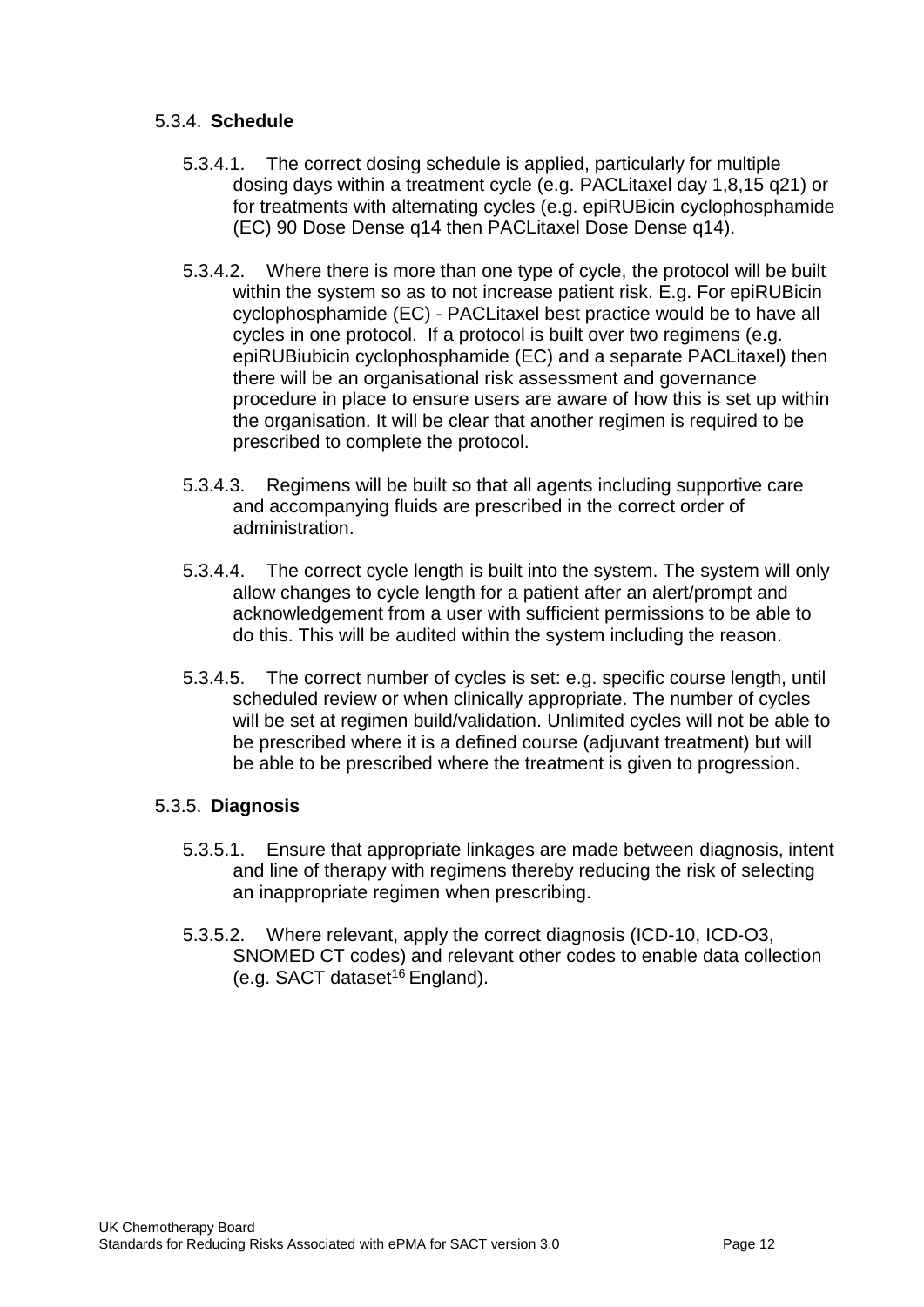#### 5.3.4. **Schedule**

5.3.4.1. The correct dosing schedule is applied, particularly for multiple dosing days within a treatment cycle (e.g. PACLitaxel day 1,8,15 q21) or for treatments with alternating cycles (e.g. epiRUBicin cyclophosphamide (EC) 90 Dose Dense q14 then PACLitaxel Dose Dense q14).

5.3.4.2. Where there is more than one type of cycle, the protocol will be built within the system so as to not increase patient risk. E.g. For epiRUBicin cyclophosphamide (EC) - PACLitaxel best practice would be to have all cycles in one protocol. If a protocol is built over two regimens (e.g. epiRUBiubicin cyclophosphamide (EC) and a separate PACLitaxel) then there will be an organisational risk assessment and governance procedure in place to ensure users are aware of how this is set up within the organisation. It will be clear that another regimen is required to be prescribed to complete the protocol.

5.3.4.3. Regimens will be built so that all agents including supportive care and accompanying fluids are prescribed in the correct order of administration.

5.3.4.4. The correct cycle length is built into the system. The system will only allow changes to cycle length for a patient after an alert/prompt and acknowledgement from a user with sufficient permissions to be able to do this. This will be audited within the system including the reason.

5.3.4.5. The correct number of cycles is set: e.g. specific course length, until scheduled review or when clinically appropriate. The number of cycles will be set at regimen build/validation. Unlimited cycles will not be able to be prescribed where it is a defined course (adjuvant treatment) but will be able to be prescribed where the treatment is given to progression.

#### 5.3.5. **Diagnosis**

5.3.5.1. Ensure that appropriate linkages are made between diagnosis, intent and line of therapy with regimens thereby reducing the risk of selecting an inappropriate regimen when prescribing.

5.3.5.2. Where relevant, apply the correct diagnosis (ICD-10, ICD-O3, SNOMED CT codes) and relevant other codes to enable data collection (e.g. SACT dataset[16] England).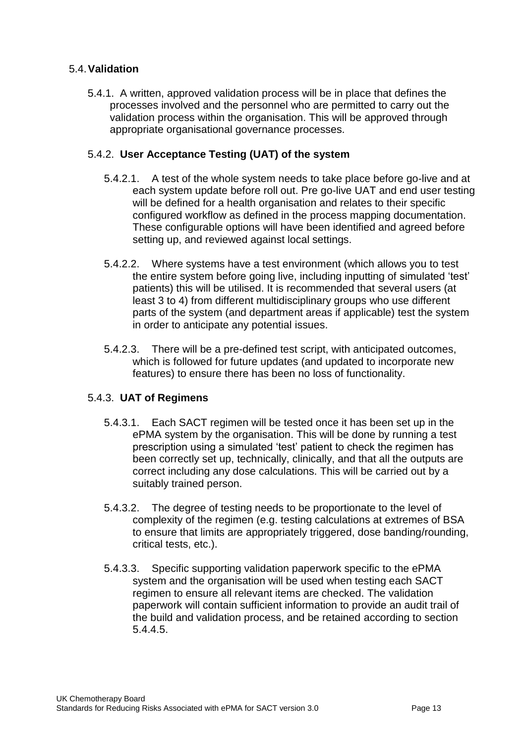## 5.4. Validation

5.4.1. A written, approved validation process will be in place that defines the processes involved and the personnel who are permitted to carry out the validation process within the organisation. This will be approved through appropriate organisational governance processes.

### 5.4.2. User Acceptance Testing (UAT) of the system

5.4.2.1. A test of the whole system needs to take place before go-live and at each system update before roll out. Pre go-live UAT and end user testing will be defined for a health organisation and relates to their specific configured workflow as defined in the process mapping documentation. These configurable options will have been identified and agreed before setting up, and reviewed against local settings.

5.4.2.2. Where systems have a test environment (which allows you to test the entire system before going live, including inputting of simulated 'test' patients) this will be utilised. It is recommended that several users (at least 3 to 4) from different multidisciplinary groups who use different parts of the system (and department areas if applicable) test the system in order to anticipate any potential issues.

5.4.2.3. There will be a pre-defined test script, with anticipated outcomes, which is followed for future updates (and updated to incorporate new features) to ensure there has been no loss of functionality.

### 5.4.3. UAT of Regimens

5.4.3.1. Each SACT regimen will be tested once it has been set up in the ePMA system by the organisation. This will be done by running a test prescription using a simulated 'test' patient to check the regimen has been correctly set up, technically, clinically, and that all the outputs are correct including any dose calculations. This will be carried out by a suitably trained person.

5.4.3.2. The degree of testing needs to be proportionate to the level of complexity of the regimen (e.g. testing calculations at extremes of BSA to ensure that limits are appropriately triggered, dose banding/rounding, critical tests, etc.).

5.4.3.3. Specific supporting validation paperwork specific to the ePMA system and the organisation will be used when testing each SACT regimen to ensure all relevant items are checked. The validation paperwork will contain sufficient information to provide an audit trail of the build and validation process, and be retained according to section 5.4.4.5.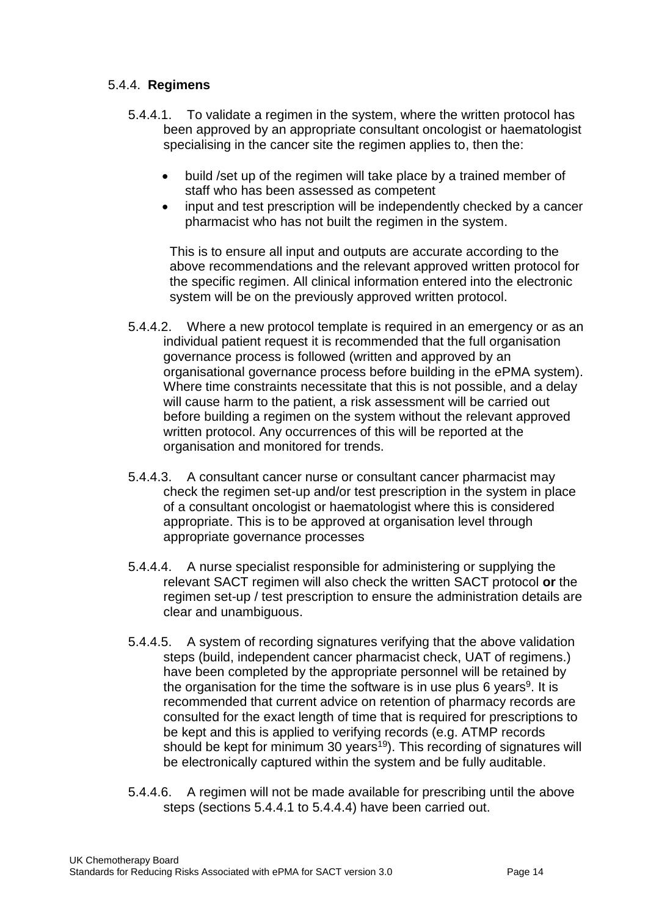#### 5.4.4. **Regimens**

5.4.4.1. To validate a regimen in the system, where the written protocol has been approved by an appropriate consultant oncologist or haematologist specialising in the cancer site the regimen applies to, then the:

- build /set up of the regimen will take place by a trained member of staff who has been assessed as competent
- input and test prescription will be independently checked by a cancer pharmacist who has not built the regimen in the system.

This is to ensure all input and outputs are accurate according to the above recommendations and the relevant approved written protocol for the specific regimen. All clinical information entered into the electronic system will be on the previously approved written protocol.

5.4.4.2. Where a new protocol template is required in an emergency or as an individual patient request it is recommended that the full organisation governance process is followed (written and approved by an organisational governance process before building in the ePMA system). Where time constraints necessitate that this is not possible, and a delay will cause harm to the patient, a risk assessment will be carried out before building a regimen on the system without the relevant approved written protocol. Any occurrences of this will be reported at the organisation and monitored for trends.

5.4.4.3. A consultant cancer nurse or consultant cancer pharmacist may check the regimen set-up and/or test prescription in the system in place of a consultant oncologist or haematologist where this is considered appropriate. This is to be approved at organisation level through appropriate governance processes

5.4.4.4. A nurse specialist responsible for administering or supplying the relevant SACT regimen will also check the written SACT protocol **or** the regimen set-up / test prescription to ensure the administration details are clear and unambiguous.

5.4.4.5. A system of recording signatures verifying that the above validation steps (build, independent cancer pharmacist check, UAT of regimens.) have been completed by the appropriate personnel will be retained by the organisation for the time the software is in use plus 6 years[9]. It is recommended that current advice on retention of pharmacy records are consulted for the exact length of time that is required for prescriptions to be kept and this is applied to verifying records (e.g. ATMP records should be kept for minimum 30 years[19]). This recording of signatures will be electronically captured within the system and be fully auditable.

5.4.4.6. A regimen will not be made available for prescribing until the above steps (sections 5.4.4.1 to 5.4.4.4) have been carried out.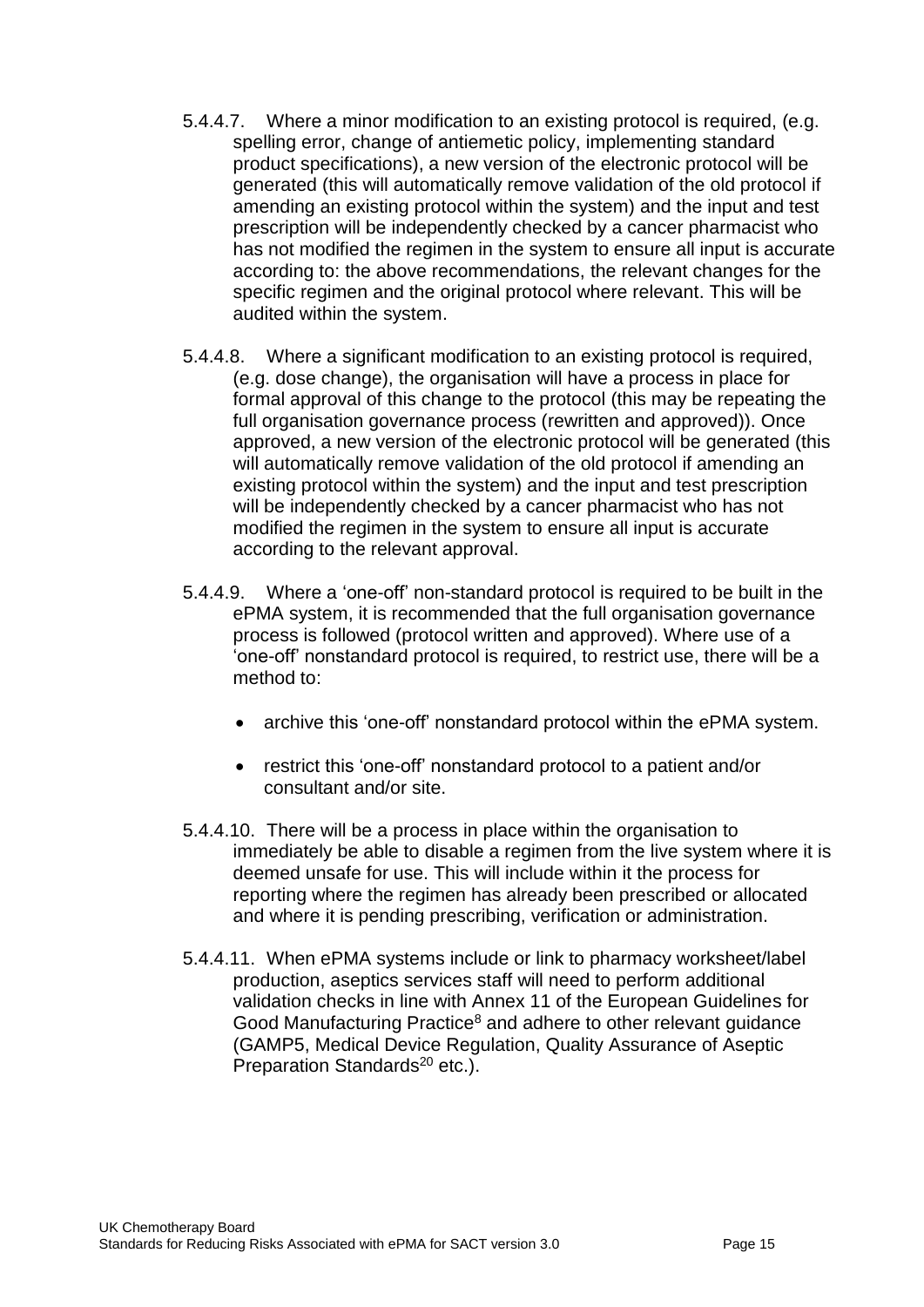5.4.4.7. Where a minor modification to an existing protocol is required, (e.g. spelling error, change of antiemetic policy, implementing standard product specifications), a new version of the electronic protocol will be generated (this will automatically remove validation of the old protocol if amending an existing protocol within the system) and the input and test prescription will be independently checked by a cancer pharmacist who has not modified the regimen in the system to ensure all input is accurate according to: the above recommendations, the relevant changes for the specific regimen and the original protocol where relevant. This will be audited within the system.

5.4.4.8. Where a significant modification to an existing protocol is required, (e.g. dose change), the organisation will have a process in place for formal approval of this change to the protocol (this may be repeating the full organisation governance process (rewritten and approved)). Once approved, a new version of the electronic protocol will be generated (this will automatically remove validation of the old protocol if amending an existing protocol within the system) and the input and test prescription will be independently checked by a cancer pharmacist who has not modified the regimen in the system to ensure all input is accurate according to the relevant approval.

5.4.4.9. Where a 'one-off' non-standard protocol is required to be built in the ePMA system, it is recommended that the full organisation governance process is followed (protocol written and approved). Where use of a 'one-off' nonstandard protocol is required, to restrict use, there will be a method to:

- archive this 'one-off' nonstandard protocol within the ePMA system.
- restrict this 'one-off' nonstandard protocol to a patient and/or consultant and/or site.

5.4.4.10. There will be a process in place within the organisation to immediately be able to disable a regimen from the live system where it is deemed unsafe for use. This will include within it the process for reporting where the regimen has already been prescribed or allocated and where it is pending prescribing, verification or administration.

5.4.4.11. When ePMA systems include or link to pharmacy worksheet/label production, aseptics services staff will need to perform additional validation checks in line with Annex 11 of the European Guidelines for Good Manufacturing Practice[8] and adhere to other relevant guidance (GAMP5, Medical Device Regulation, Quality Assurance of Aseptic Preparation Standards[20] etc.).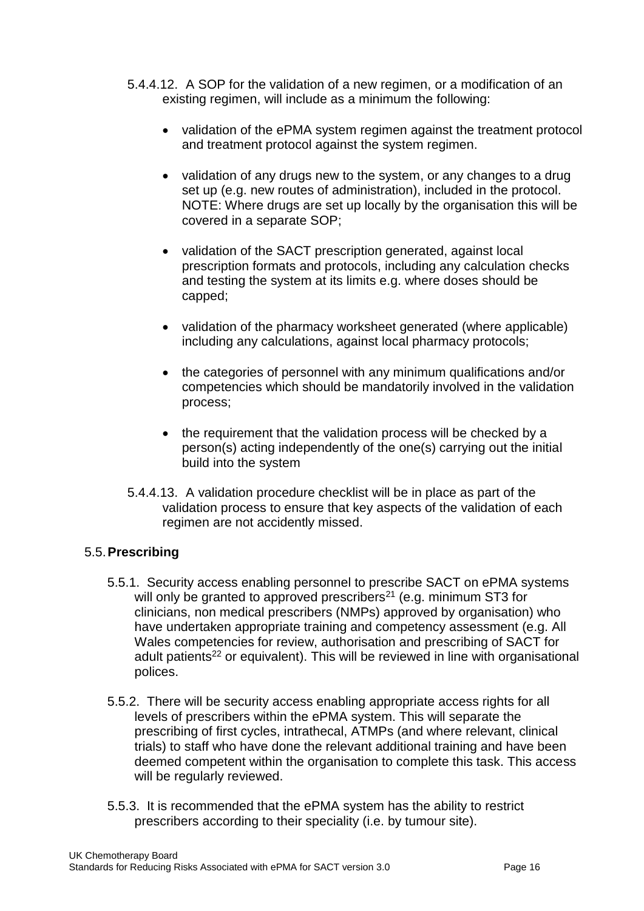5.4.4.12. A SOP for the validation of a new regimen, or a modification of an existing regimen, will include as a minimum the following:

- validation of the ePMA system regimen against the treatment protocol and treatment protocol against the system regimen.
- validation of any drugs new to the system, or any changes to a drug set up (e.g. new routes of administration), included in the protocol. NOTE: Where drugs are set up locally by the organisation this will be covered in a separate SOP;
- validation of the SACT prescription generated, against local prescription formats and protocols, including any calculation checks and testing the system at its limits e.g. where doses should be capped;
- validation of the pharmacy worksheet generated (where applicable) including any calculations, against local pharmacy protocols;
- the categories of personnel with any minimum qualifications and/or competencies which should be mandatorily involved in the validation process;
- the requirement that the validation process will be checked by a person(s) acting independently of the one(s) carrying out the initial build into the system

5.4.4.13. A validation procedure checklist will be in place as part of the validation process to ensure that key aspects of the validation of each regimen are not accidently missed.

## 5.5. Prescribing

5.5.1. Security access enabling personnel to prescribe SACT on ePMA systems will only be granted to approved prescribers[21] (e.g. minimum ST3 for clinicians, non medical prescribers (NMPs) approved by organisation) who have undertaken appropriate training and competency assessment (e.g. All Wales competencies for review, authorisation and prescribing of SACT for adult patients[22] or equivalent). This will be reviewed in line with organisational polices.

5.5.2. There will be security access enabling appropriate access rights for all levels of prescribers within the ePMA system. This will separate the prescribing of first cycles, intrathecal, ATMPs (and where relevant, clinical trials) to staff who have done the relevant additional training and have been deemed competent within the organisation to complete this task. This access will be regularly reviewed.

5.5.3. It is recommended that the ePMA system has the ability to restrict prescribers according to their speciality (i.e. by tumour site).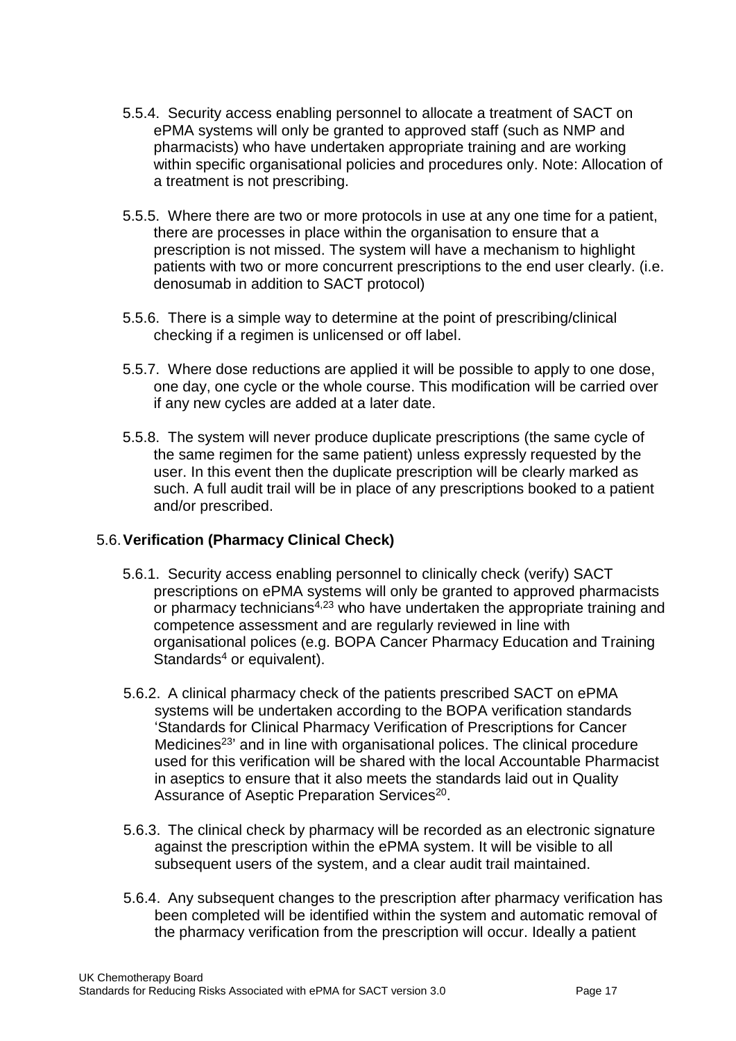5.5.4. Security access enabling personnel to allocate a treatment of SACT on ePMA systems will only be granted to approved staff (such as NMP and pharmacists) who have undertaken appropriate training and are working within specific organisational policies and procedures only. Note: Allocation of a treatment is not prescribing.

5.5.5. Where there are two or more protocols in use at any one time for a patient, there are processes in place within the organisation to ensure that a prescription is not missed. The system will have a mechanism to highlight patients with two or more concurrent prescriptions to the end user clearly. (i.e. denosumab in addition to SACT protocol)

5.5.6. There is a simple way to determine at the point of prescribing/clinical checking if a regimen is unlicensed or off label.

5.5.7. Where dose reductions are applied it will be possible to apply to one dose, one day, one cycle or the whole course. This modification will be carried over if any new cycles are added at a later date.

5.5.8. The system will never produce duplicate prescriptions (the same cycle of the same regimen for the same patient) unless expressly requested by the user. In this event then the duplicate prescription will be clearly marked as such. A full audit trail will be in place of any prescriptions booked to a patient and/or prescribed.

## 5.6. **Verification (Pharmacy Clinical Check)**

5.6.1. Security access enabling personnel to clinically check (verify) SACT prescriptions on ePMA systems will only be granted to approved pharmacists or pharmacy technicians[4,23] who have undertaken the appropriate training and competence assessment and are regularly reviewed in line with organisational polices (e.g. BOPA Cancer Pharmacy Education and Training Standards[4] or equivalent).

5.6.2. A clinical pharmacy check of the patients prescribed SACT on ePMA systems will be undertaken according to the BOPA verification standards 'Standards for Clinical Pharmacy Verification of Prescriptions for Cancer Medicines[23]' and in line with organisational polices. The clinical procedure used for this verification will be shared with the local Accountable Pharmacist in aseptics to ensure that it also meets the standards laid out in Quality Assurance of Aseptic Preparation Services[20].

5.6.3. The clinical check by pharmacy will be recorded as an electronic signature against the prescription within the ePMA system. It will be visible to all subsequent users of the system, and a clear audit trail maintained.

5.6.4. Any subsequent changes to the prescription after pharmacy verification has been completed will be identified within the system and automatic removal of the pharmacy verification from the prescription will occur. Ideally a patient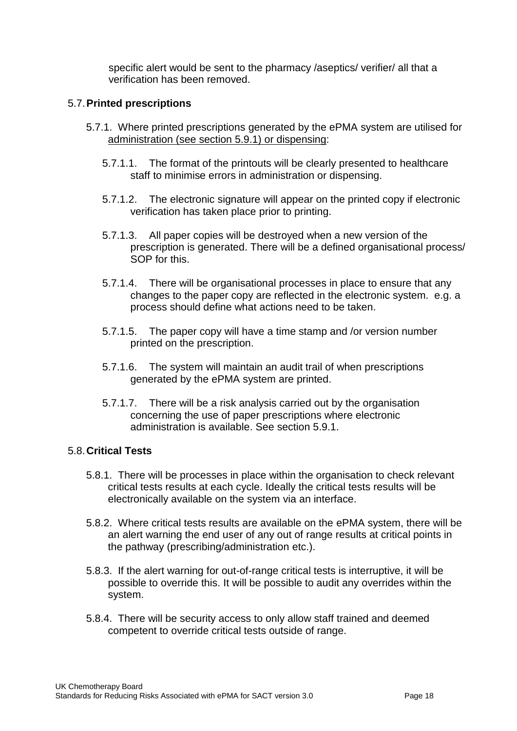specific alert would be sent to the pharmacy /aseptics/ verifier/ all that a verification has been removed.

## 5.7. Printed prescriptions

5.7.1. Where printed prescriptions generated by the ePMA system are utilised for administration (see section 5.9.1) or dispensing:

5.7.1.1. The format of the printouts will be clearly presented to healthcare staff to minimise errors in administration or dispensing.

5.7.1.2. The electronic signature will appear on the printed copy if electronic verification has taken place prior to printing.

5.7.1.3. All paper copies will be destroyed when a new version of the prescription is generated. There will be a defined organisational process/ SOP for this.

5.7.1.4. There will be organisational processes in place to ensure that any changes to the paper copy are reflected in the electronic system. e.g. a process should define what actions need to be taken.

5.7.1.5. The paper copy will have a time stamp and /or version number printed on the prescription.

5.7.1.6. The system will maintain an audit trail of when prescriptions generated by the ePMA system are printed.

5.7.1.7. There will be a risk analysis carried out by the organisation concerning the use of paper prescriptions where electronic administration is available. See section 5.9.1.

## 5.8. Critical Tests

5.8.1. There will be processes in place within the organisation to check relevant critical tests results at each cycle. Ideally the critical tests results will be electronically available on the system via an interface.

5.8.2. Where critical tests results are available on the ePMA system, there will be an alert warning the end user of any out of range results at critical points in the pathway (prescribing/administration etc.).

5.8.3. If the alert warning for out-of-range critical tests is interruptive, it will be possible to override this. It will be possible to audit any overrides within the system.

5.8.4. There will be security access to only allow staff trained and deemed competent to override critical tests outside of range.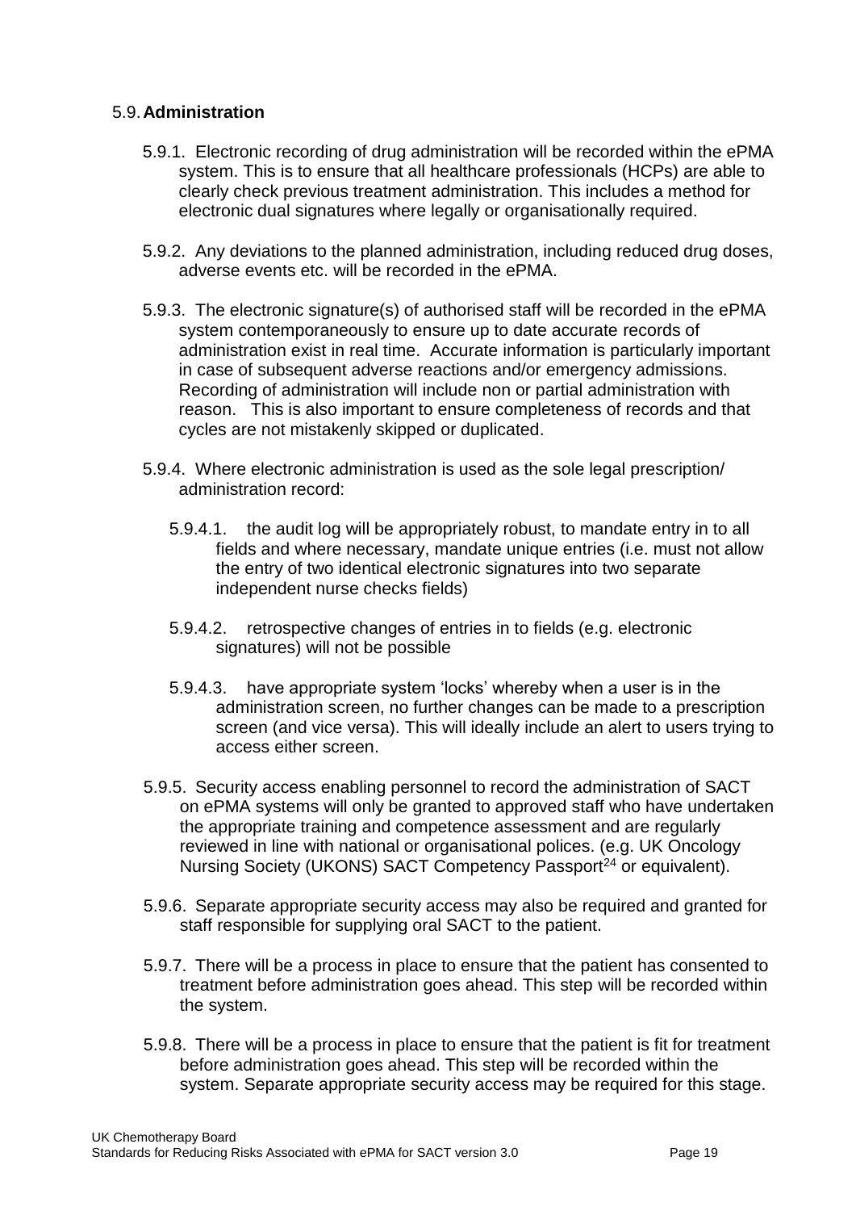## 5.9. **Administration**

5.9.1. Electronic recording of drug administration will be recorded within the ePMA system. This is to ensure that all healthcare professionals (HCPs) are able to clearly check previous treatment administration. This includes a method for electronic dual signatures where legally or organisationally required.

5.9.2. Any deviations to the planned administration, including reduced drug doses, adverse events etc. will be recorded in the ePMA.

5.9.3. The electronic signature(s) of authorised staff will be recorded in the ePMA system contemporaneously to ensure up to date accurate records of administration exist in real time. Accurate information is particularly important in case of subsequent adverse reactions and/or emergency admissions. Recording of administration will include non or partial administration with reason. This is also important to ensure completeness of records and that cycles are not mistakenly skipped or duplicated.

5.9.4. Where electronic administration is used as the sole legal prescription/ administration record:

5.9.4.1. the audit log will be appropriately robust, to mandate entry in to all fields and where necessary, mandate unique entries (i.e. must not allow the entry of two identical electronic signatures into two separate independent nurse checks fields)

5.9.4.2. retrospective changes of entries in to fields (e.g. electronic signatures) will not be possible

5.9.4.3. have appropriate system 'locks' whereby when a user is in the administration screen, no further changes can be made to a prescription screen (and vice versa). This will ideally include an alert to users trying to access either screen.

5.9.5. Security access enabling personnel to record the administration of SACT on ePMA systems will only be granted to approved staff who have undertaken the appropriate training and competence assessment and are regularly reviewed in line with national or organisational polices. (e.g. UK Oncology Nursing Society (UKONS) SACT Competency Passport[24] or equivalent).

5.9.6. Separate appropriate security access may also be required and granted for staff responsible for supplying oral SACT to the patient.

5.9.7. There will be a process in place to ensure that the patient has consented to treatment before administration goes ahead. This step will be recorded within the system.

5.9.8. There will be a process in place to ensure that the patient is fit for treatment before administration goes ahead. This step will be recorded within the system. Separate appropriate security access may be required for this stage.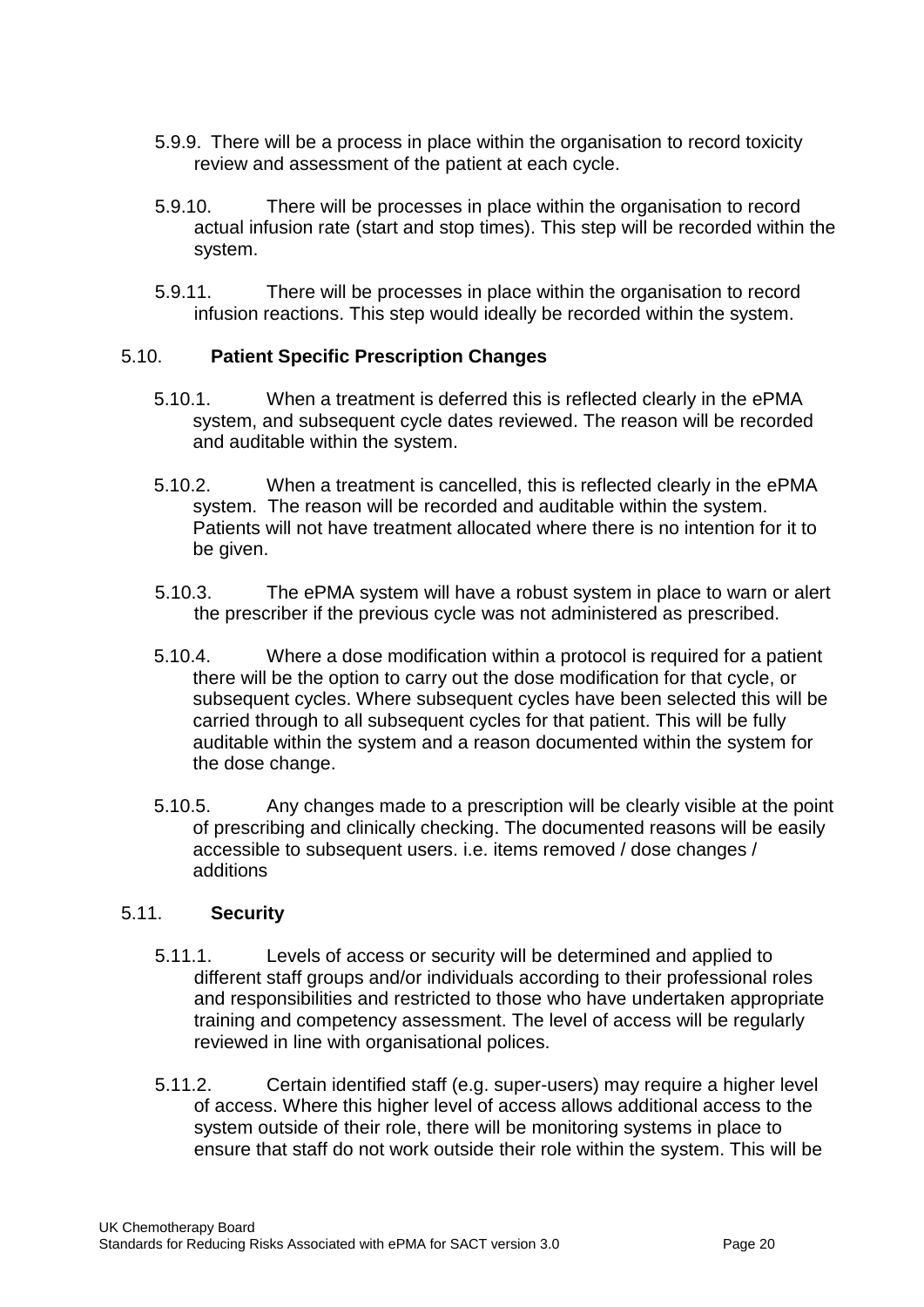5.9.9. There will be a process in place within the organisation to record toxicity review and assessment of the patient at each cycle.

5.9.10. There will be processes in place within the organisation to record actual infusion rate (start and stop times). This step will be recorded within the system.

5.9.11. There will be processes in place within the organisation to record infusion reactions. This step would ideally be recorded within the system.

### 5.10. Patient Specific Prescription Changes

5.10.1. When a treatment is deferred this is reflected clearly in the ePMA system, and subsequent cycle dates reviewed. The reason will be recorded and auditable within the system.

5.10.2. When a treatment is cancelled, this is reflected clearly in the ePMA system. The reason will be recorded and auditable within the system. Patients will not have treatment allocated where there is no intention for it to be given.

5.10.3. The ePMA system will have a robust system in place to warn or alert the prescriber if the previous cycle was not administered as prescribed.

5.10.4. Where a dose modification within a protocol is required for a patient there will be the option to carry out the dose modification for that cycle, or subsequent cycles. Where subsequent cycles have been selected this will be carried through to all subsequent cycles for that patient. This will be fully auditable within the system and a reason documented within the system for the dose change.

5.10.5. Any changes made to a prescription will be clearly visible at the point of prescribing and clinically checking. The documented reasons will be easily accessible to subsequent users. i.e. items removed / dose changes / additions

### 5.11. Security

5.11.1. Levels of access or security will be determined and applied to different staff groups and/or individuals according to their professional roles and responsibilities and restricted to those who have undertaken appropriate training and competency assessment. The level of access will be regularly reviewed in line with organisational polices.

5.11.2. Certain identified staff (e.g. super-users) may require a higher level of access. Where this higher level of access allows additional access to the system outside of their role, there will be monitoring systems in place to ensure that staff do not work outside their role within the system. This will be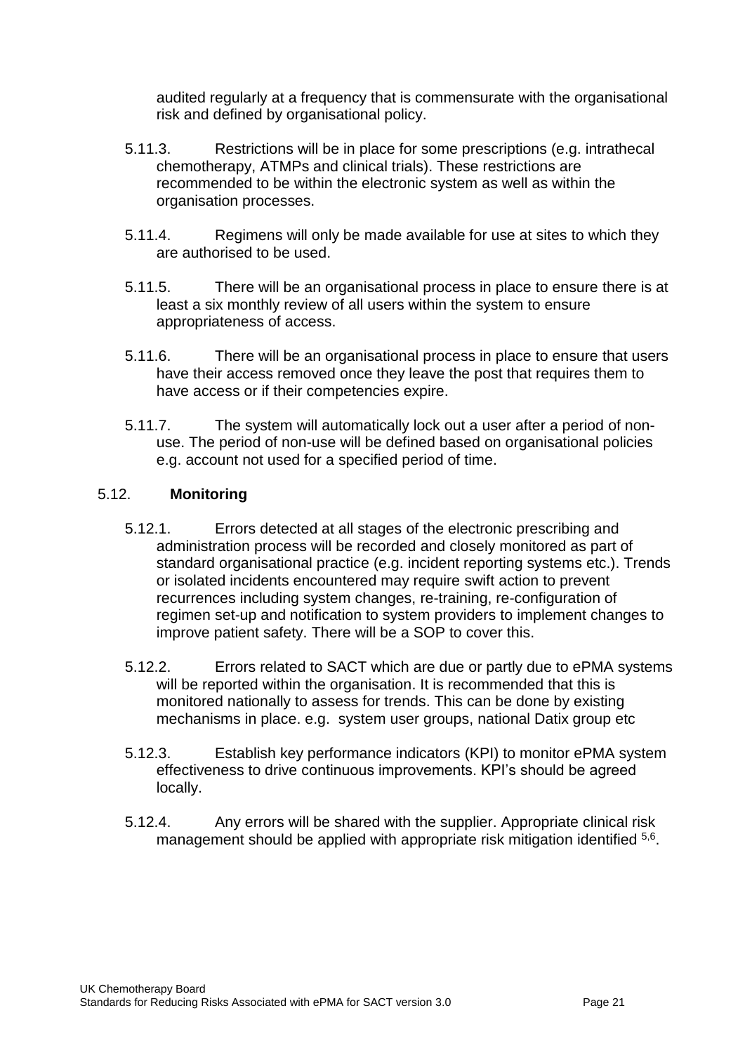audited regularly at a frequency that is commensurate with the organisational risk and defined by organisational policy.

5.11.3. Restrictions will be in place for some prescriptions (e.g. intrathecal chemotherapy, ATMPs and clinical trials). These restrictions are recommended to be within the electronic system as well as within the organisation processes.

5.11.4. Regimens will only be made available for use at sites to which they are authorised to be used.

5.11.5. There will be an organisational process in place to ensure there is at least a six monthly review of all users within the system to ensure appropriateness of access.

5.11.6. There will be an organisational process in place to ensure that users have their access removed once they leave the post that requires them to have access or if their competencies expire.

5.11.7. The system will automatically lock out a user after a period of non-use. The period of non-use will be defined based on organisational policies e.g. account not used for a specified period of time.

## 5.12. **Monitoring**

5.12.1. Errors detected at all stages of the electronic prescribing and administration process will be recorded and closely monitored as part of standard organisational practice (e.g. incident reporting systems etc.). Trends or isolated incidents encountered may require swift action to prevent recurrences including system changes, re-training, re-configuration of regimen set-up and notification to system providers to implement changes to improve patient safety. There will be a SOP to cover this.

5.12.2. Errors related to SACT which are due or partly due to ePMA systems will be reported within the organisation. It is recommended that this is monitored nationally to assess for trends. This can be done by existing mechanisms in place. e.g. system user groups, national Datix group etc

5.12.3. Establish key performance indicators (KPI) to monitor ePMA system effectiveness to drive continuous improvements. KPI's should be agreed locally.

5.12.4. Any errors will be shared with the supplier. Appropriate clinical risk management should be applied with appropriate risk mitigation identified [5,6].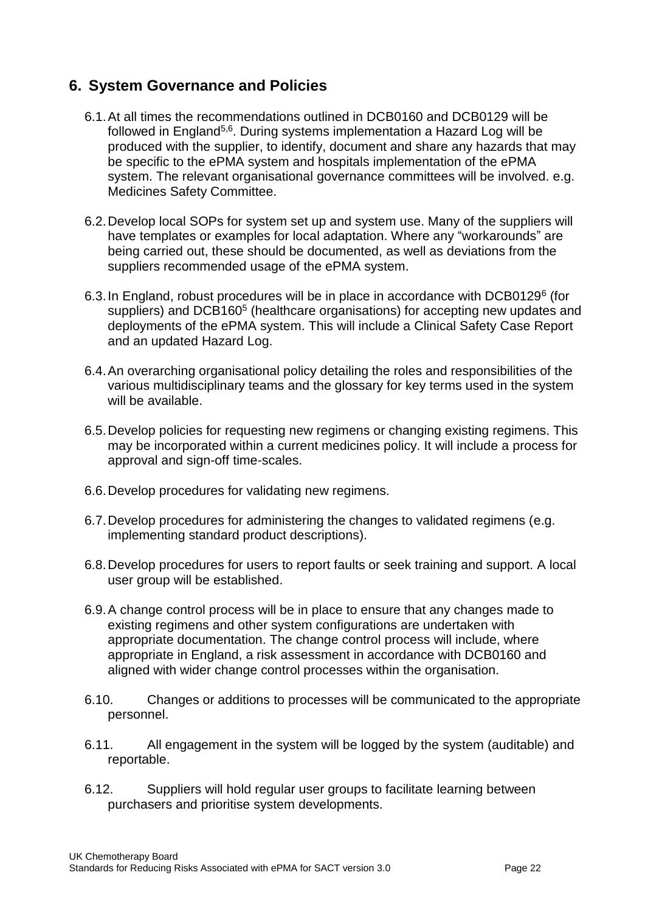## 6. System Governance and Policies

6.1. At all times the recommendations outlined in DCB0160 and DCB0129 will be followed in England[5,6]. During systems implementation a Hazard Log will be produced with the supplier, to identify, document and share any hazards that may be specific to the ePMA system and hospitals implementation of the ePMA system. The relevant organisational governance committees will be involved. e.g. Medicines Safety Committee.

6.2. Develop local SOPs for system set up and system use. Many of the suppliers will have templates or examples for local adaptation. Where any "workarounds" are being carried out, these should be documented, as well as deviations from the suppliers recommended usage of the ePMA system.

6.3. In England, robust procedures will be in place in accordance with DCB0129[6] (for suppliers) and DCB160[5] (healthcare organisations) for accepting new updates and deployments of the ePMA system. This will include a Clinical Safety Case Report and an updated Hazard Log.

6.4. An overarching organisational policy detailing the roles and responsibilities of the various multidisciplinary teams and the glossary for key terms used in the system will be available.

6.5. Develop policies for requesting new regimens or changing existing regimens. This may be incorporated within a current medicines policy. It will include a process for approval and sign-off time-scales.

6.6. Develop procedures for validating new regimens.

6.7. Develop procedures for administering the changes to validated regimens (e.g. implementing standard product descriptions).

6.8. Develop procedures for users to report faults or seek training and support. A local user group will be established.

6.9. A change control process will be in place to ensure that any changes made to existing regimens and other system configurations are undertaken with appropriate documentation. The change control process will include, where appropriate in England, a risk assessment in accordance with DCB0160 and aligned with wider change control processes within the organisation.

6.10. Changes or additions to processes will be communicated to the appropriate personnel.

6.11. All engagement in the system will be logged by the system (auditable) and reportable.

6.12. Suppliers will hold regular user groups to facilitate learning between purchasers and prioritise system developments.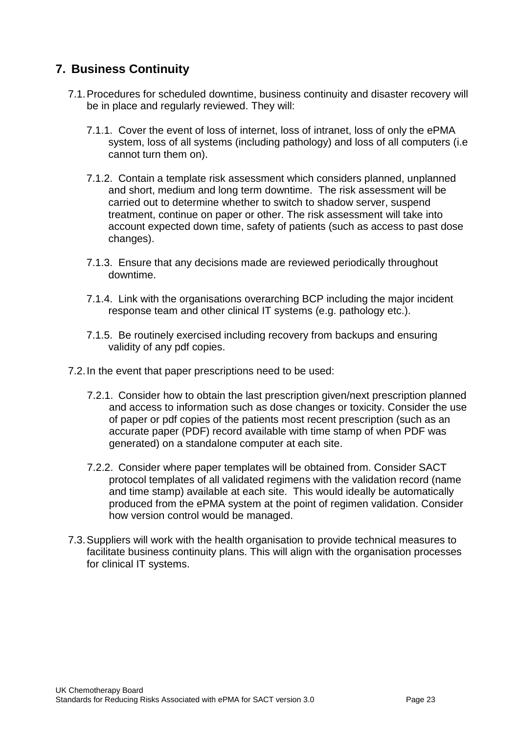## 7. Business Continuity

7.1. Procedures for scheduled downtime, business continuity and disaster recovery will be in place and regularly reviewed. They will:

7.1.1. Cover the event of loss of internet, loss of intranet, loss of only the ePMA system, loss of all systems (including pathology) and loss of all computers (i.e cannot turn them on).

7.1.2. Contain a template risk assessment which considers planned, unplanned and short, medium and long term downtime. The risk assessment will be carried out to determine whether to switch to shadow server, suspend treatment, continue on paper or other. The risk assessment will take into account expected down time, safety of patients (such as access to past dose changes).

7.1.3. Ensure that any decisions made are reviewed periodically throughout downtime.

7.1.4. Link with the organisations overarching BCP including the major incident response team and other clinical IT systems (e.g. pathology etc.).

7.1.5. Be routinely exercised including recovery from backups and ensuring validity of any pdf copies.

7.2. In the event that paper prescriptions need to be used:

7.2.1. Consider how to obtain the last prescription given/next prescription planned and access to information such as dose changes or toxicity. Consider the use of paper or pdf copies of the patients most recent prescription (such as an accurate paper (PDF) record available with time stamp of when PDF was generated) on a standalone computer at each site.

7.2.2. Consider where paper templates will be obtained from. Consider SACT protocol templates of all validated regimens with the validation record (name and time stamp) available at each site. This would ideally be automatically produced from the ePMA system at the point of regimen validation. Consider how version control would be managed.

7.3. Suppliers will work with the health organisation to provide technical measures to facilitate business continuity plans. This will align with the organisation processes for clinical IT systems.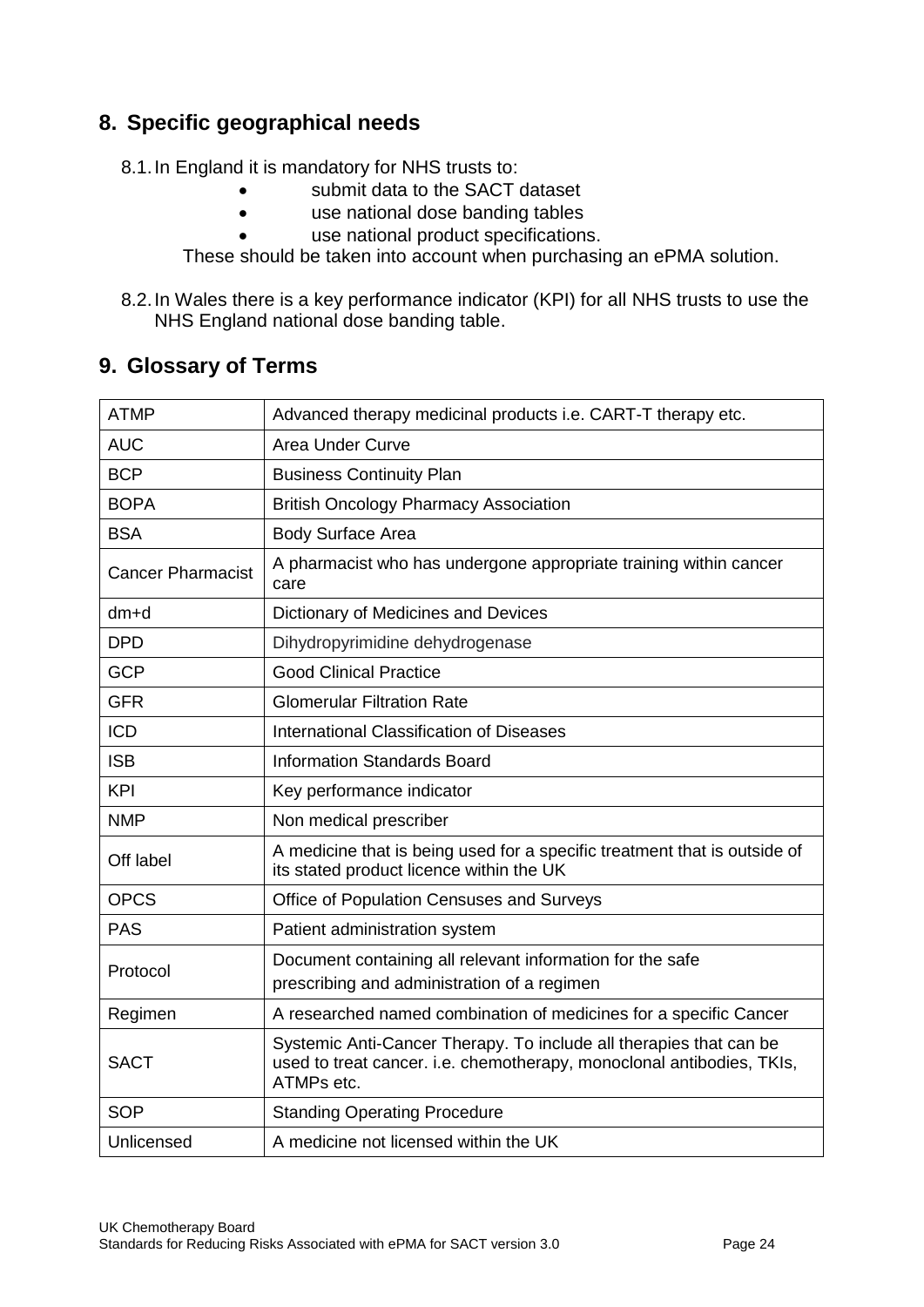## 8. Specific geographical needs

8.1. In England it is mandatory for NHS trusts to:

- submit data to the SACT dataset
- use national dose banding tables
- use national product specifications.

These should be taken into account when purchasing an ePMA solution.

8.2. In Wales there is a key performance indicator (KPI) for all NHS trusts to use the NHS England national dose banding table.

## 9. Glossary of Terms

| | |
|---|---|
| ATMP | Advanced therapy medicinal products i.e. CART-T therapy etc. |
| AUC | Area Under Curve |
| BCP | Business Continuity Plan |
| BOPA | British Oncology Pharmacy Association |
| BSA | Body Surface Area |
| Cancer Pharmacist | A pharmacist who has undergone appropriate training within cancer care |
| dm+d | Dictionary of Medicines and Devices |
| DPD | Dihydropyrimidine dehydrogenase |
| GCP | Good Clinical Practice |
| GFR | Glomerular Filtration Rate |
| ICD | International Classification of Diseases |
| ISB | Information Standards Board |
| KPI | Key performance indicator |
| NMP | Non medical prescriber |
| Off label | A medicine that is being used for a specific treatment that is outside of its stated product licence within the UK |
| OPCS | Office of Population Censuses and Surveys |
| PAS | Patient administration system |
| Protocol | Document containing all relevant information for the safe prescribing and administration of a regimen |
| Regimen | A researched named combination of medicines for a specific Cancer |
| SACT | Systemic Anti-Cancer Therapy. To include all therapies that can be used to treat cancer. i.e. chemotherapy, monoclonal antibodies, TKIs, ATMPs etc. |
| SOP | Standing Operating Procedure |
| Unlicensed | A medicine not licensed within the UK |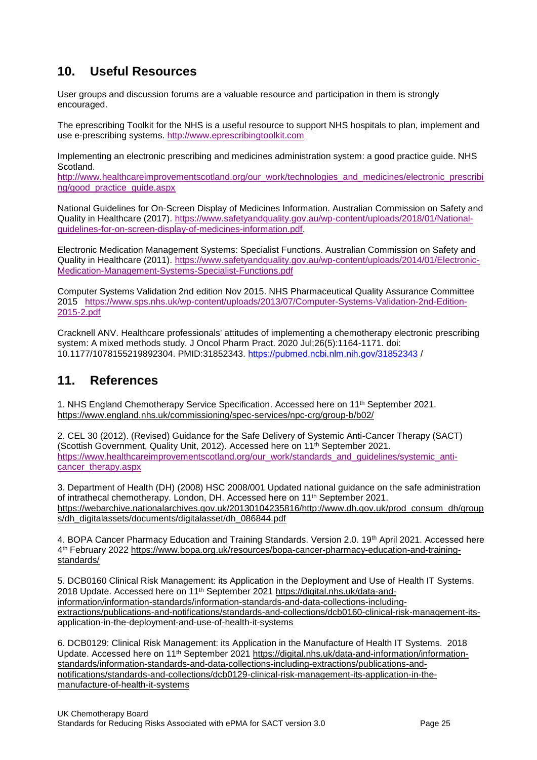## 10. Useful Resources

User groups and discussion forums are a valuable resource and participation in them is strongly encouraged.

The eprescribing Toolkit for the NHS is a useful resource to support NHS hospitals to plan, implement and use e-prescribing systems. http://www.eprescribingtoolkit.com

Implementing an electronic prescribing and medicines administration system: a good practice guide. NHS Scotland.
http://www.healthcareimprovementscotland.org/our_work/technologies_and_medicines/electronic_prescribing/good_practice_guide.aspx

National Guidelines for On-Screen Display of Medicines Information. Australian Commission on Safety and Quality in Healthcare (2017). https://www.safetyandquality.gov.au/wp-content/uploads/2018/01/National-guidelines-for-on-screen-display-of-medicines-information.pdf.

Electronic Medication Management Systems: Specialist Functions. Australian Commission on Safety and Quality in Healthcare (2011). https://www.safetyandquality.gov.au/wp-content/uploads/2014/01/Electronic-Medication-Management-Systems-Specialist-Functions.pdf

Computer Systems Validation 2nd edition Nov 2015. NHS Pharmaceutical Quality Assurance Committee 2015 https://www.sps.nhs.uk/wp-content/uploads/2013/07/Computer-Systems-Validation-2nd-Edition-2015-2.pdf

Cracknell ANV. Healthcare professionals' attitudes of implementing a chemotherapy electronic prescribing system: A mixed methods study. J Oncol Pharm Pract. 2020 Jul;26(5):1164-1171. doi: 10.1177/1078155219892304. PMID:31852343. https://pubmed.ncbi.nlm.nih.gov/31852343 /

## 11. References

1. NHS England Chemotherapy Service Specification. Accessed here on 11th September 2021. https://www.england.nhs.uk/commissioning/spec-services/npc-crg/group-b/b02/

2. CEL 30 (2012). (Revised) Guidance for the Safe Delivery of Systemic Anti-Cancer Therapy (SACT) (Scottish Government, Quality Unit, 2012). Accessed here on 11th September 2021. https://www.healthcareimprovementscotland.org/our_work/standards_and_guidelines/systemic_anti-cancer_therapy.aspx

3. Department of Health (DH) (2008) HSC 2008/001 Updated national guidance on the safe administration of intrathecal chemotherapy. London, DH. Accessed here on 11th September 2021. https://webarchive.nationalarchives.gov.uk/20130104235816/http://www.dh.gov.uk/prod_consum_dh/groups/dh_digitalassets/documents/digitalasset/dh_086844.pdf

4. BOPA Cancer Pharmacy Education and Training Standards. Version 2.0. 19th April 2021. Accessed here 4th February 2022 https://www.bopa.org.uk/resources/bopa-cancer-pharmacy-education-and-training-standards/

5. DCB0160 Clinical Risk Management: its Application in the Deployment and Use of Health IT Systems. 2018 Update. Accessed here on 11th September 2021 https://digital.nhs.uk/data-and-information/information-standards/information-standards-and-data-collections-including-extractions/publications-and-notifications/standards-and-collections/dcb0160-clinical-risk-management-its-application-in-the-deployment-and-use-of-health-it-systems

6. DCB0129: Clinical Risk Management: its Application in the Manufacture of Health IT Systems. 2018 Update. Accessed here on 11th September 2021 https://digital.nhs.uk/data-and-information/information-standards/information-standards-and-data-collections-including-extractions/publications-and-notifications/standards-and-collections/dcb0129-clinical-risk-management-its-application-in-the-manufacture-of-health-it-systems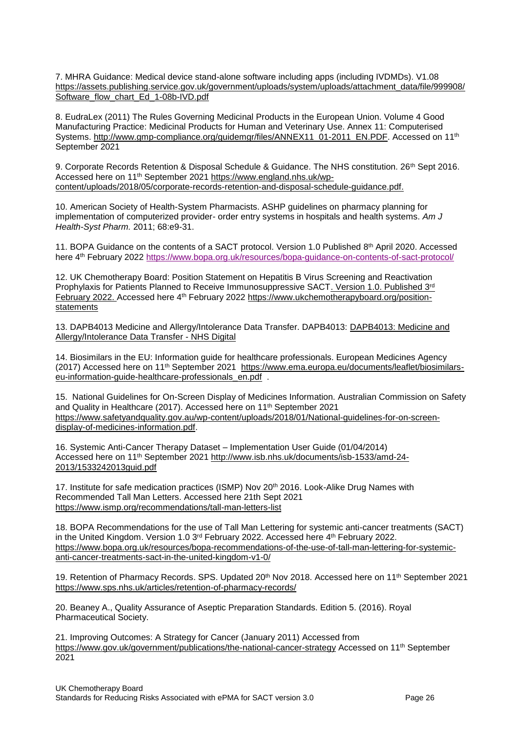7. MHRA Guidance: Medical device stand-alone software including apps (including IVDMDs). V1.08 https://assets.publishing.service.gov.uk/government/uploads/system/uploads/attachment_data/file/999908/Software_flow_chart_Ed_1-08b-IVD.pdf

8. EudraLex (2011) The Rules Governing Medicinal Products in the European Union. Volume 4 Good Manufacturing Practice: Medicinal Products for Human and Veterinary Use. Annex 11: Computerised Systems. http://www.gmp-compliance.org/guidemgr/files/ANNEX11_01-2011_EN.PDF. Accessed on 11th September 2021

9. Corporate Records Retention & Disposal Schedule & Guidance. The NHS constitution. 26th Sept 2016. Accessed here on 11th September 2021 https://www.england.nhs.uk/wp-content/uploads/2018/05/corporate-records-retention-and-disposal-schedule-guidance.pdf.

10. American Society of Health-System Pharmacists. ASHP guidelines on pharmacy planning for implementation of computerized provider- order entry systems in hospitals and health systems. *Am J Health-Syst Pharm.* 2011; 68:e9-31.

11. BOPA Guidance on the contents of a SACT protocol. Version 1.0 Published 8th April 2020. Accessed here 4th February 2022 https://www.bopa.org.uk/resources/bopa-guidance-on-contents-of-sact-protocol/

12. UK Chemotherapy Board: Position Statement on Hepatitis B Virus Screening and Reactivation Prophylaxis for Patients Planned to Receive Immunosuppressive SACT. Version 1.0. Published 3rd February 2022. Accessed here 4th February 2022 https://www.ukchemotherapyboard.org/position-statements

13. DAPB4013 Medicine and Allergy/Intolerance Data Transfer. DAPB4013: DAPB4013: Medicine and Allergy/Intolerance Data Transfer - NHS Digital

14. Biosimilars in the EU: Information guide for healthcare professionals. European Medicines Agency (2017) Accessed here on 11th September 2021 https://www.ema.europa.eu/documents/leaflet/biosimilars-eu-information-guide-healthcare-professionals_en.pdf .

15. National Guidelines for On-Screen Display of Medicines Information. Australian Commission on Safety and Quality in Healthcare (2017). Accessed here on 11th September 2021 https://www.safetyandquality.gov.au/wp-content/uploads/2018/01/National-guidelines-for-on-screen-display-of-medicines-information.pdf.

16. Systemic Anti-Cancer Therapy Dataset – Implementation User Guide (01/04/2014) Accessed here on 11th September 2021 http://www.isb.nhs.uk/documents/isb-1533/amd-24-2013/1533242013guid.pdf

17. Institute for safe medication practices (ISMP) Nov 20th 2016. Look-Alike Drug Names with Recommended Tall Man Letters. Accessed here 21th Sept 2021 https://www.ismp.org/recommendations/tall-man-letters-list

18. BOPA Recommendations for the use of Tall Man Lettering for systemic anti-cancer treatments (SACT) in the United Kingdom. Version 1.0 3rd February 2022. Accessed here 4th February 2022. https://www.bopa.org.uk/resources/bopa-recommendations-of-the-use-of-tall-man-lettering-for-systemic-anti-cancer-treatments-sact-in-the-united-kingdom-v1-0/

19. Retention of Pharmacy Records. SPS. Updated 20th Nov 2018. Accessed here on 11th September 2021 https://www.sps.nhs.uk/articles/retention-of-pharmacy-records/

20. Beaney A., Quality Assurance of Aseptic Preparation Standards. Edition 5. (2016). Royal Pharmaceutical Society.

21. Improving Outcomes: A Strategy for Cancer (January 2011) Accessed from https://www.gov.uk/government/publications/the-national-cancer-strategy Accessed on 11th September 2021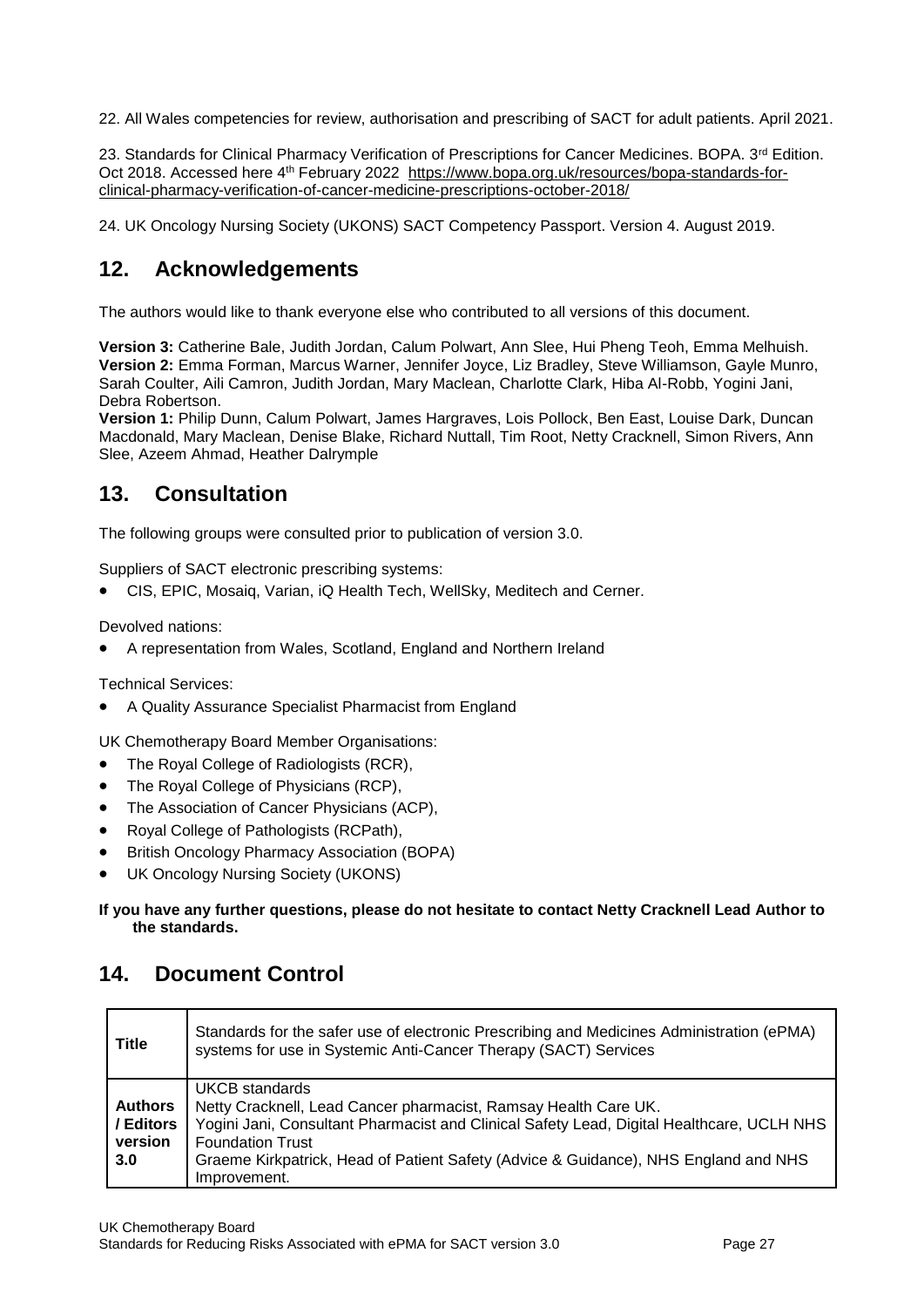22. All Wales competencies for review, authorisation and prescribing of SACT for adult patients. April 2021.

23. Standards for Clinical Pharmacy Verification of Prescriptions for Cancer Medicines. BOPA. 3rd Edition. Oct 2018. Accessed here 4th February 2022 https://www.bopa.org.uk/resources/bopa-standards-for-clinical-pharmacy-verification-of-cancer-medicine-prescriptions-october-2018/

24. UK Oncology Nursing Society (UKONS) SACT Competency Passport. Version 4. August 2019.

## 12. Acknowledgements

The authors would like to thank everyone else who contributed to all versions of this document.

**Version 3:** Catherine Bale, Judith Jordan, Calum Polwart, Ann Slee, Hui Pheng Teoh, Emma Melhuish.
**Version 2:** Emma Forman, Marcus Warner, Jennifer Joyce, Liz Bradley, Steve Williamson, Gayle Munro, Sarah Coulter, Aili Camron, Judith Jordan, Mary Maclean, Charlotte Clark, Hiba Al-Robb, Yogini Jani, Debra Robertson.
**Version 1:** Philip Dunn, Calum Polwart, James Hargraves, Lois Pollock, Ben East, Louise Dark, Duncan Macdonald, Mary Maclean, Denise Blake, Richard Nuttall, Tim Root, Netty Cracknell, Simon Rivers, Ann Slee, Azeem Ahmad, Heather Dalrymple

## 13. Consultation

The following groups were consulted prior to publication of version 3.0.

Suppliers of SACT electronic prescribing systems:

- CIS, EPIC, Mosaiq, Varian, iQ Health Tech, WellSky, Meditech and Cerner.

Devolved nations:

- A representation from Wales, Scotland, England and Northern Ireland

Technical Services:

- A Quality Assurance Specialist Pharmacist from England

UK Chemotherapy Board Member Organisations:

- The Royal College of Radiologists (RCR),
- The Royal College of Physicians (RCP),
- The Association of Cancer Physicians (ACP),
- Royal College of Pathologists (RCPath),
- British Oncology Pharmacy Association (BOPA)
- UK Oncology Nursing Society (UKONS)

**If you have any further questions, please do not hesitate to contact Netty Cracknell Lead Author to the standards.**

## 14. Document Control

| **Title** | Standards for the safer use of electronic Prescribing and Medicines Administration (ePMA) systems for use in Systemic Anti-Cancer Therapy (SACT) Services |
|---|---|
| **Authors / Editors version 3.0** | UKCB standards<br>Netty Cracknell, Lead Cancer pharmacist, Ramsay Health Care UK.<br>Yogini Jani, Consultant Pharmacist and Clinical Safety Lead, Digital Healthcare, UCLH NHS Foundation Trust<br>Graeme Kirkpatrick, Head of Patient Safety (Advice & Guidance), NHS England and NHS Improvement. |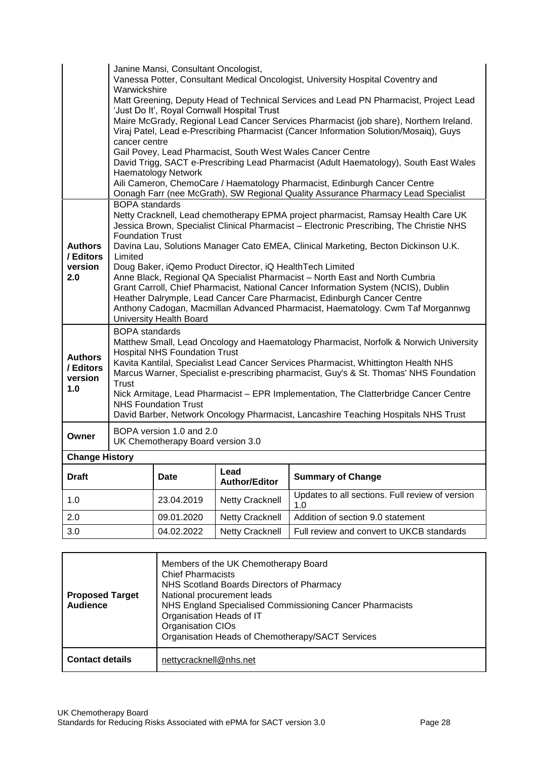| | |
|---|---|
| | Janine Mansi, Consultant Oncologist,<br>Vanessa Potter, Consultant Medical Oncologist, University Hospital Coventry and Warwickshire<br>Matt Greening, Deputy Head of Technical Services and Lead PN Pharmacist, Project Lead 'Just Do It', Royal Cornwall Hospital Trust<br>Maire McGrady, Regional Lead Cancer Services Pharmacist (job share), Northern Ireland.<br>Viraj Patel, Lead e-Prescribing Pharmacist (Cancer Information Solution/Mosaiq), Guys cancer centre<br>Gail Povey, Lead Pharmacist, South West Wales Cancer Centre<br>David Trigg, SACT e-Prescribing Lead Pharmacist (Adult Haematology), South East Wales Haematology Network<br>Aili Cameron, ChemoCare / Haematology Pharmacist, Edinburgh Cancer Centre<br>Oonagh Farr (nee McGrath), SW Regional Quality Assurance Pharmacy Lead Specialist |
| **Authors / Editors version 2.0** | BOPA standards<br>Netty Cracknell, Lead chemotherapy EPMA project pharmacist, Ramsay Health Care UK<br>Jessica Brown, Specialist Clinical Pharmacist – Electronic Prescribing, The Christie NHS Foundation Trust<br>Davina Lau, Solutions Manager Cato EMEA, Clinical Marketing, Becton Dickinson U.K. Limited<br>Doug Baker, iQemo Product Director, iQ HealthTech Limited<br>Anne Black, Regional QA Specialist Pharmacist – North East and North Cumbria<br>Grant Carroll, Chief Pharmacist, National Cancer Information System (NCIS), Dublin<br>Heather Dalrymple, Lead Cancer Care Pharmacist, Edinburgh Cancer Centre<br>Anthony Cadogan, Macmillan Advanced Pharmacist, Haematology. Cwm Taf Morgannwg University Health Board |
| **Authors / Editors version 1.0** | BOPA standards<br>Matthew Small, Lead Oncology and Haematology Pharmacist, Norfolk & Norwich University Hospital NHS Foundation Trust<br>Kavita Kantilal, Specialist Lead Cancer Services Pharmacist, Whittington Health NHS<br>Marcus Warner, Specialist e-prescribing pharmacist, Guy's & St. Thomas' NHS Foundation Trust<br>Nick Armitage, Lead Pharmacist – EPR Implementation, The Clatterbridge Cancer Centre NHS Foundation Trust<br>David Barber, Network Oncology Pharmacist, Lancashire Teaching Hospitals NHS Trust |
| **Owner** | BOPA version 1.0 and 2.0<br>UK Chemotherapy Board version 3.0 |

**Change History**

| Draft | Date | Lead Author/Editor | Summary of Change |
|---|---|---|---|
| 1.0 | 23.04.2019 | Netty Cracknell | Updates to all sections. Full review of version 1.0 |
| 2.0 | 09.01.2020 | Netty Cracknell | Addition of section 9.0 statement |
| 3.0 | 04.02.2022 | Netty Cracknell | Full review and convert to UKCB standards |

| | |
|---|---|
| **Proposed Target Audience** | Members of the UK Chemotherapy Board<br>Chief Pharmacists<br>NHS Scotland Boards Directors of Pharmacy<br>National procurement leads<br>NHS England Specialised Commissioning Cancer Pharmacists<br>Organisation Heads of IT<br>Organisation CIOs<br>Organisation Heads of Chemotherapy/SACT Services |
| **Contact details** | nettycracknell@nhs.net |